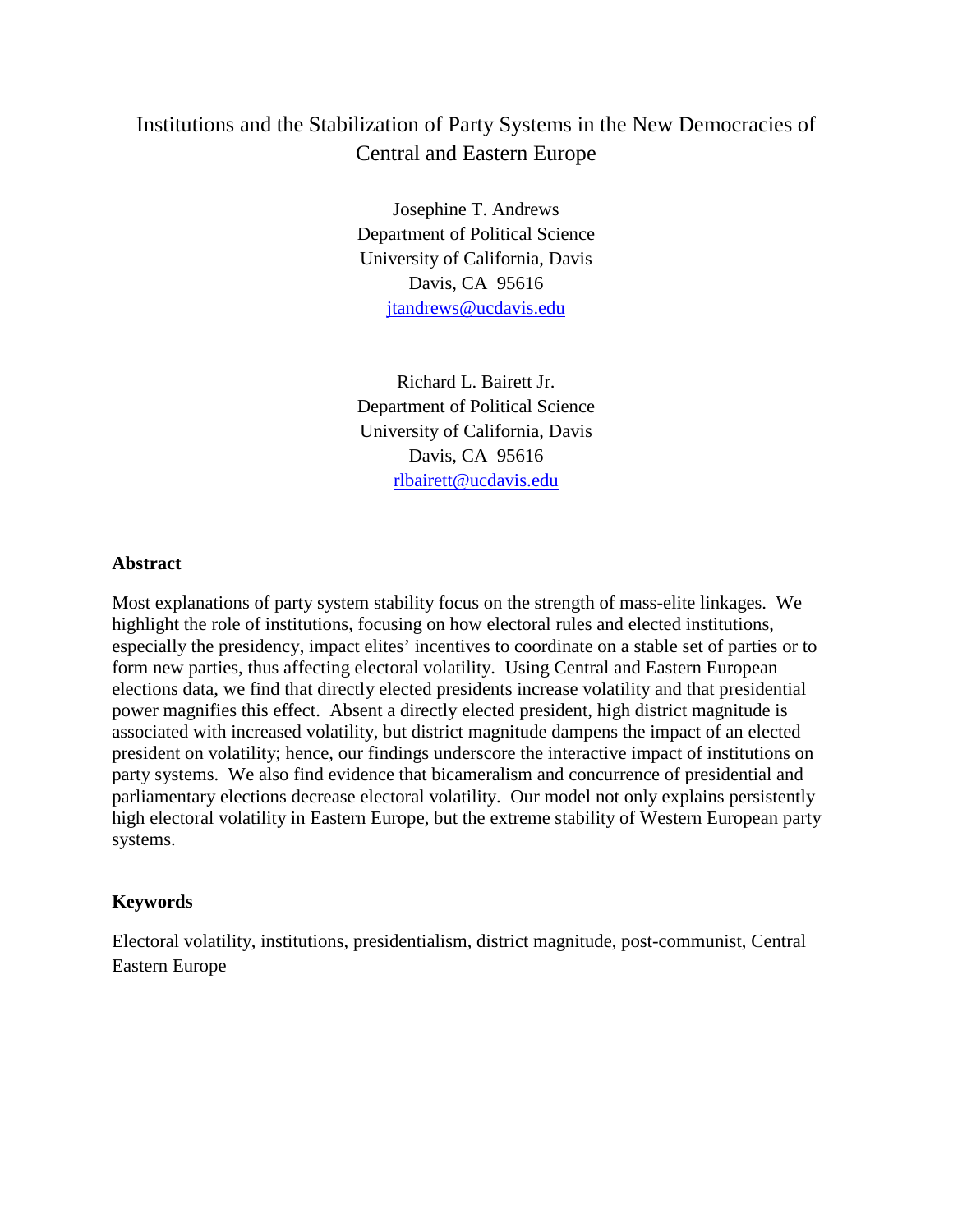# Institutions and the Stabilization of Party Systems in the New Democracies of Central and Eastern Europe

Josephine T. Andrews
Department of Political Science
University of California, Davis
Davis, CA 95616
jtandrews@ucdavis.edu

Richard L. Bairett Jr.
Department of Political Science
University of California, Davis
Davis, CA 95616
rlbairett@ucdavis.edu

## Abstract

Most explanations of party system stability focus on the strength of mass-elite linkages. We highlight the role of institutions, focusing on how electoral rules and elected institutions, especially the presidency, impact elites' incentives to coordinate on a stable set of parties or to form new parties, thus affecting electoral volatility. Using Central and Eastern European elections data, we find that directly elected presidents increase volatility and that presidential power magnifies this effect. Absent a directly elected president, high district magnitude is associated with increased volatility, but district magnitude dampens the impact of an elected president on volatility; hence, our findings underscore the interactive impact of institutions on party systems. We also find evidence that bicameralism and concurrence of presidential and parliamentary elections decrease electoral volatility. Our model not only explains persistently high electoral volatility in Eastern Europe, but the extreme stability of Western European party systems.

## Keywords

Electoral volatility, institutions, presidentialism, district magnitude, post-communist, Central Eastern Europe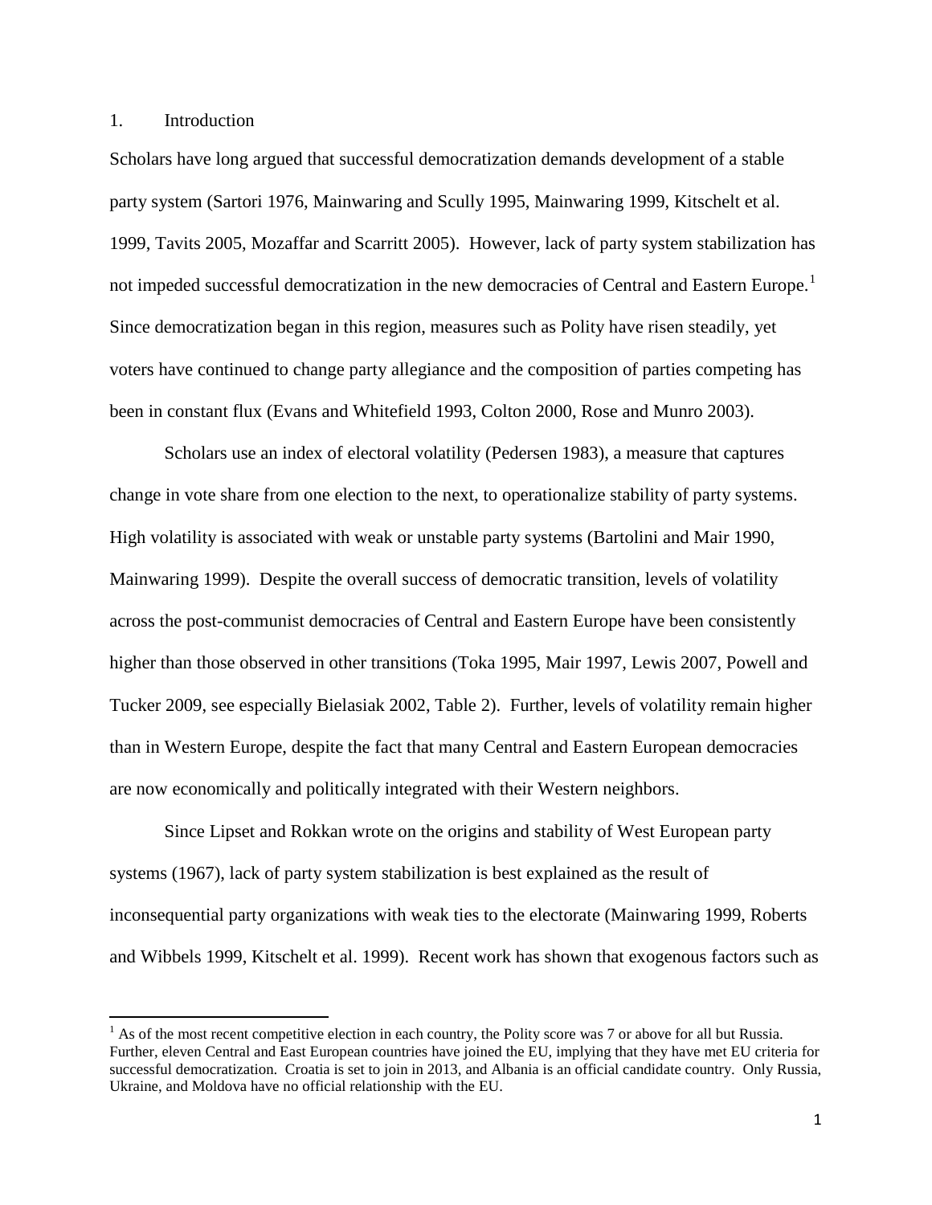## 1. Introduction

Scholars have long argued that successful democratization demands development of a stable party system (Sartori 1976, Mainwaring and Scully 1995, Mainwaring 1999, Kitschelt et al. 1999, Tavits 2005, Mozaffar and Scarritt 2005). However, lack of party system stabilization has not impeded successful democratization in the new democracies of Central and Eastern Europe.[1] Since democratization began in this region, measures such as Polity have risen steadily, yet voters have continued to change party allegiance and the composition of parties competing has been in constant flux (Evans and Whitefield 1993, Colton 2000, Rose and Munro 2003).

Scholars use an index of electoral volatility (Pedersen 1983), a measure that captures change in vote share from one election to the next, to operationalize stability of party systems. High volatility is associated with weak or unstable party systems (Bartolini and Mair 1990, Mainwaring 1999). Despite the overall success of democratic transition, levels of volatility across the post-communist democracies of Central and Eastern Europe have been consistently higher than those observed in other transitions (Toka 1995, Mair 1997, Lewis 2007, Powell and Tucker 2009, see especially Bielasiak 2002, Table 2). Further, levels of volatility remain higher than in Western Europe, despite the fact that many Central and Eastern European democracies are now economically and politically integrated with their Western neighbors.

Since Lipset and Rokkan wrote on the origins and stability of West European party systems (1967), lack of party system stabilization is best explained as the result of inconsequential party organizations with weak ties to the electorate (Mainwaring 1999, Roberts and Wibbels 1999, Kitschelt et al. 1999). Recent work has shown that exogenous factors such as

[1] As of the most recent competitive election in each country, the Polity score was 7 or above for all but Russia. Further, eleven Central and East European countries have joined the EU, implying that they have met EU criteria for successful democratization. Croatia is set to join in 2013, and Albania is an official candidate country. Only Russia, Ukraine, and Moldova have no official relationship with the EU.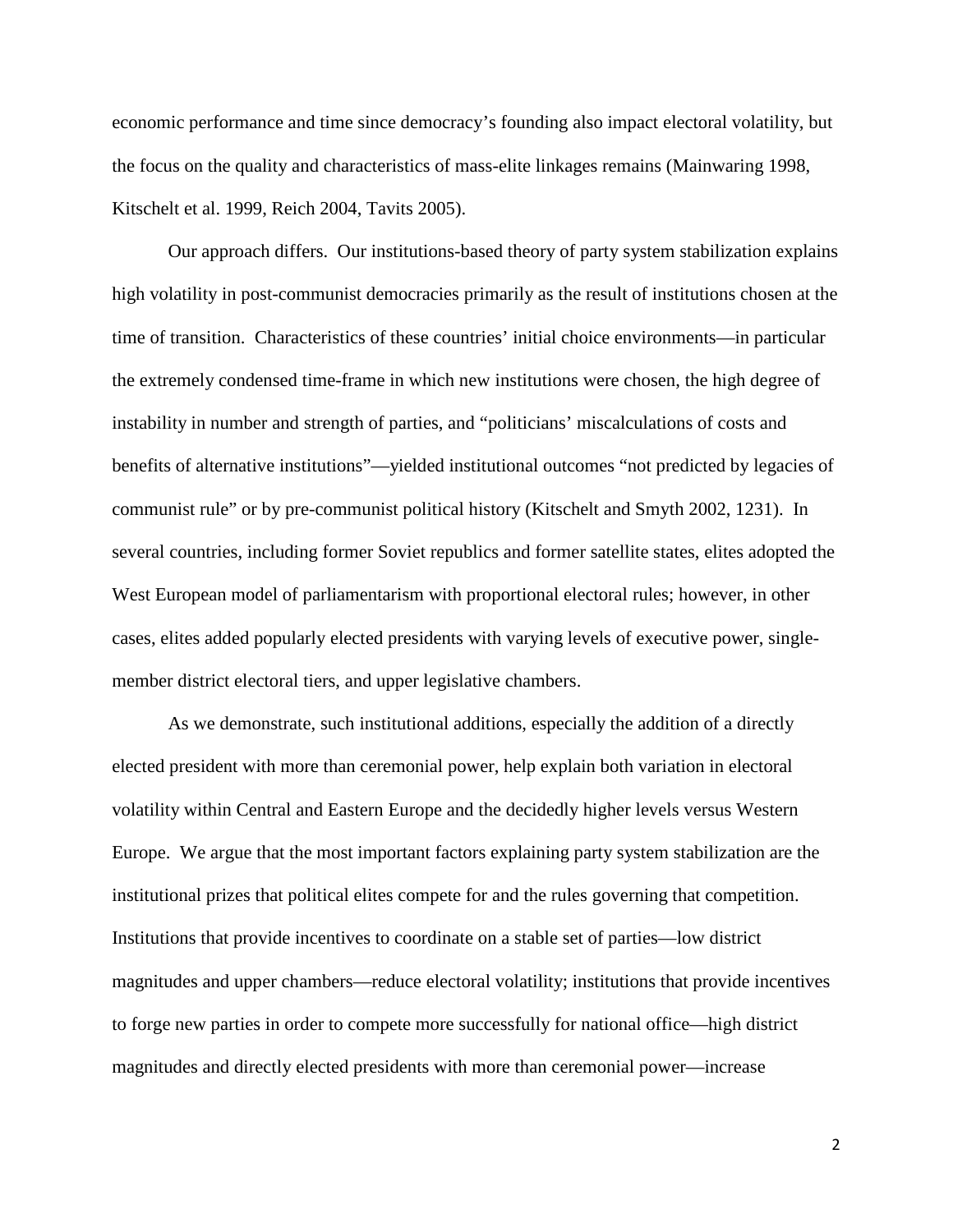economic performance and time since democracy's founding also impact electoral volatility, but the focus on the quality and characteristics of mass-elite linkages remains (Mainwaring 1998, Kitschelt et al. 1999, Reich 2004, Tavits 2005).

Our approach differs. Our institutions-based theory of party system stabilization explains high volatility in post-communist democracies primarily as the result of institutions chosen at the time of transition. Characteristics of these countries' initial choice environments—in particular the extremely condensed time-frame in which new institutions were chosen, the high degree of instability in number and strength of parties, and "politicians' miscalculations of costs and benefits of alternative institutions"—yielded institutional outcomes "not predicted by legacies of communist rule" or by pre-communist political history (Kitschelt and Smyth 2002, 1231). In several countries, including former Soviet republics and former satellite states, elites adopted the West European model of parliamentarism with proportional electoral rules; however, in other cases, elites added popularly elected presidents with varying levels of executive power, single-member district electoral tiers, and upper legislative chambers.

As we demonstrate, such institutional additions, especially the addition of a directly elected president with more than ceremonial power, help explain both variation in electoral volatility within Central and Eastern Europe and the decidedly higher levels versus Western Europe. We argue that the most important factors explaining party system stabilization are the institutional prizes that political elites compete for and the rules governing that competition. Institutions that provide incentives to coordinate on a stable set of parties—low district magnitudes and upper chambers—reduce electoral volatility; institutions that provide incentives to forge new parties in order to compete more successfully for national office—high district magnitudes and directly elected presidents with more than ceremonial power—increase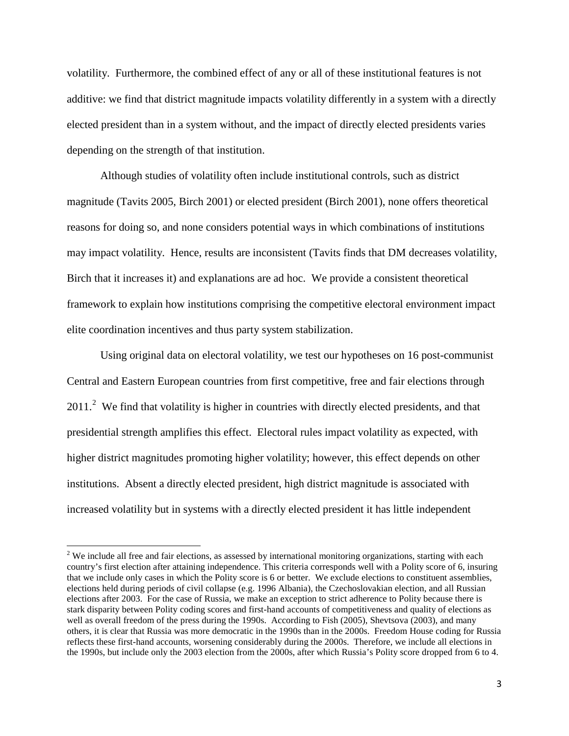volatility. Furthermore, the combined effect of any or all of these institutional features is not additive: we find that district magnitude impacts volatility differently in a system with a directly elected president than in a system without, and the impact of directly elected presidents varies depending on the strength of that institution.

Although studies of volatility often include institutional controls, such as district magnitude (Tavits 2005, Birch 2001) or elected president (Birch 2001), none offers theoretical reasons for doing so, and none considers potential ways in which combinations of institutions may impact volatility. Hence, results are inconsistent (Tavits finds that DM decreases volatility, Birch that it increases it) and explanations are ad hoc. We provide a consistent theoretical framework to explain how institutions comprising the competitive electoral environment impact elite coordination incentives and thus party system stabilization.

Using original data on electoral volatility, we test our hypotheses on 16 post-communist Central and Eastern European countries from first competitive, free and fair elections through 2011.[2] We find that volatility is higher in countries with directly elected presidents, and that presidential strength amplifies this effect. Electoral rules impact volatility as expected, with higher district magnitudes promoting higher volatility; however, this effect depends on other institutions. Absent a directly elected president, high district magnitude is associated with increased volatility but in systems with a directly elected president it has little independent

[2] We include all free and fair elections, as assessed by international monitoring organizations, starting with each country's first election after attaining independence. This criteria corresponds well with a Polity score of 6, insuring that we include only cases in which the Polity score is 6 or better. We exclude elections to constituent assemblies, elections held during periods of civil collapse (e.g. 1996 Albania), the Czechoslovakian election, and all Russian elections after 2003. For the case of Russia, we make an exception to strict adherence to Polity because there is stark disparity between Polity coding scores and first-hand accounts of competitiveness and quality of elections as well as overall freedom of the press during the 1990s. According to Fish (2005), Shevtsova (2003), and many others, it is clear that Russia was more democratic in the 1990s than in the 2000s. Freedom House coding for Russia reflects these first-hand accounts, worsening considerably during the 2000s. Therefore, we include all elections in the 1990s, but include only the 2003 election from the 2000s, after which Russia's Polity score dropped from 6 to 4.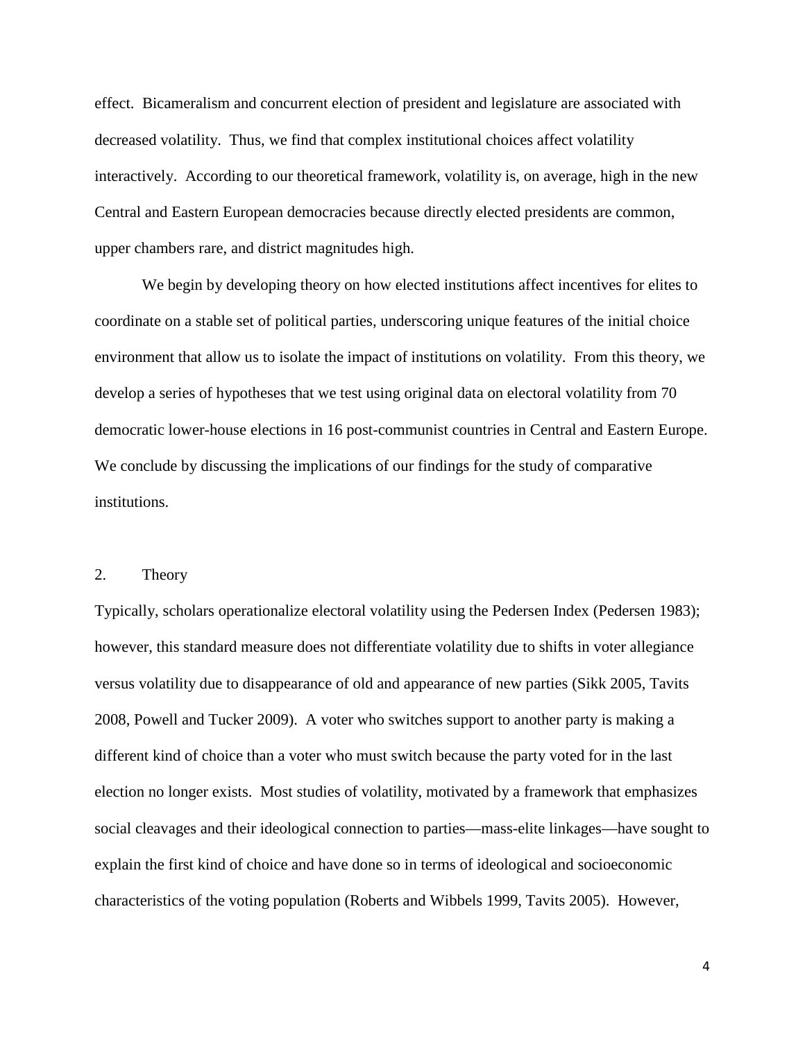effect. Bicameralism and concurrent election of president and legislature are associated with decreased volatility. Thus, we find that complex institutional choices affect volatility interactively. According to our theoretical framework, volatility is, on average, high in the new Central and Eastern European democracies because directly elected presidents are common, upper chambers rare, and district magnitudes high.

We begin by developing theory on how elected institutions affect incentives for elites to coordinate on a stable set of political parties, underscoring unique features of the initial choice environment that allow us to isolate the impact of institutions on volatility. From this theory, we develop a series of hypotheses that we test using original data on electoral volatility from 70 democratic lower-house elections in 16 post-communist countries in Central and Eastern Europe. We conclude by discussing the implications of our findings for the study of comparative institutions.

## 2. Theory

Typically, scholars operationalize electoral volatility using the Pedersen Index (Pedersen 1983); however, this standard measure does not differentiate volatility due to shifts in voter allegiance versus volatility due to disappearance of old and appearance of new parties (Sikk 2005, Tavits 2008, Powell and Tucker 2009). A voter who switches support to another party is making a different kind of choice than a voter who must switch because the party voted for in the last election no longer exists. Most studies of volatility, motivated by a framework that emphasizes social cleavages and their ideological connection to parties—mass-elite linkages—have sought to explain the first kind of choice and have done so in terms of ideological and socioeconomic characteristics of the voting population (Roberts and Wibbels 1999, Tavits 2005). However,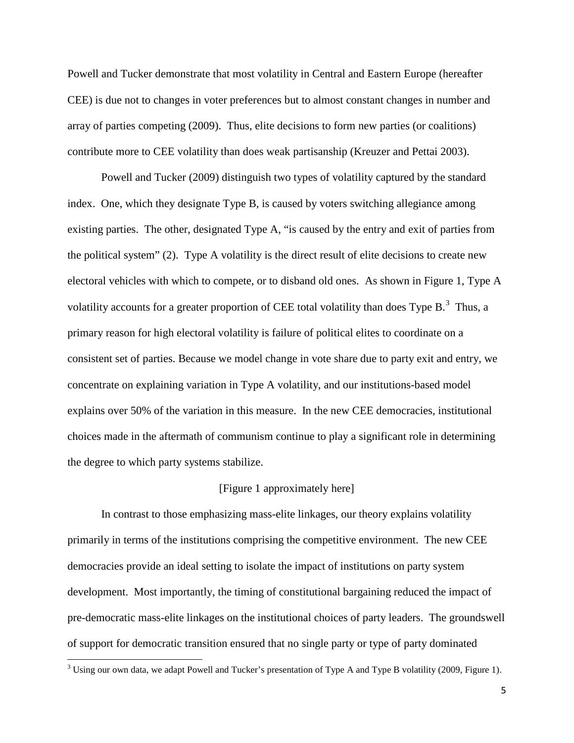Powell and Tucker demonstrate that most volatility in Central and Eastern Europe (hereafter CEE) is due not to changes in voter preferences but to almost constant changes in number and array of parties competing (2009). Thus, elite decisions to form new parties (or coalitions) contribute more to CEE volatility than does weak partisanship (Kreuzer and Pettai 2003).

Powell and Tucker (2009) distinguish two types of volatility captured by the standard index. One, which they designate Type B, is caused by voters switching allegiance among existing parties. The other, designated Type A, "is caused by the entry and exit of parties from the political system" (2). Type A volatility is the direct result of elite decisions to create new electoral vehicles with which to compete, or to disband old ones. As shown in Figure 1, Type A volatility accounts for a greater proportion of CEE total volatility than does Type B.[3] Thus, a primary reason for high electoral volatility is failure of political elites to coordinate on a consistent set of parties. Because we model change in vote share due to party exit and entry, we concentrate on explaining variation in Type A volatility, and our institutions-based model explains over 50% of the variation in this measure. In the new CEE democracies, institutional choices made in the aftermath of communism continue to play a significant role in determining the degree to which party systems stabilize.

[Figure 1 approximately here]

In contrast to those emphasizing mass-elite linkages, our theory explains volatility primarily in terms of the institutions comprising the competitive environment. The new CEE democracies provide an ideal setting to isolate the impact of institutions on party system development. Most importantly, the timing of constitutional bargaining reduced the impact of pre-democratic mass-elite linkages on the institutional choices of party leaders. The groundswell of support for democratic transition ensured that no single party or type of party dominated

[3] Using our own data, we adapt Powell and Tucker's presentation of Type A and Type B volatility (2009, Figure 1).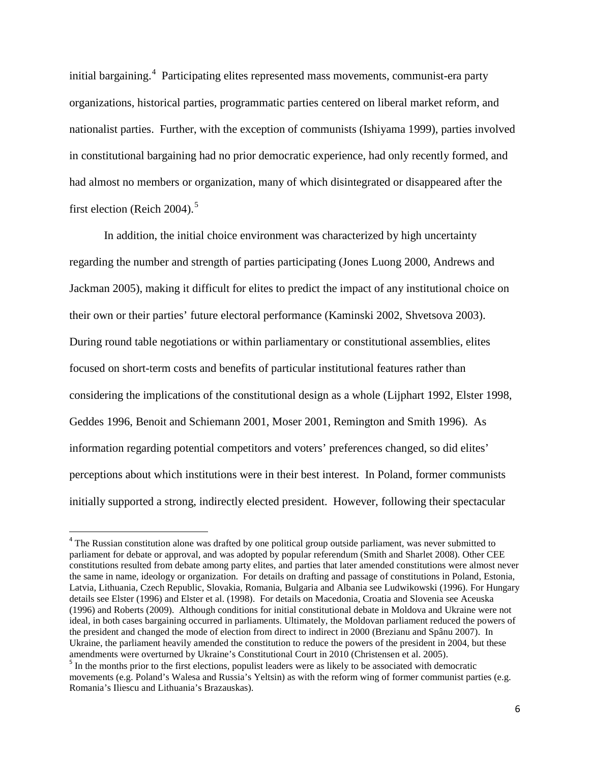initial bargaining.[4] Participating elites represented mass movements, communist-era party organizations, historical parties, programmatic parties centered on liberal market reform, and nationalist parties. Further, with the exception of communists (Ishiyama 1999), parties involved in constitutional bargaining had no prior democratic experience, had only recently formed, and had almost no members or organization, many of which disintegrated or disappeared after the first election (Reich 2004).[5]

In addition, the initial choice environment was characterized by high uncertainty regarding the number and strength of parties participating (Jones Luong 2000, Andrews and Jackman 2005), making it difficult for elites to predict the impact of any institutional choice on their own or their parties' future electoral performance (Kaminski 2002, Shvetsova 2003). During round table negotiations or within parliamentary or constitutional assemblies, elites focused on short-term costs and benefits of particular institutional features rather than considering the implications of the constitutional design as a whole (Lijphart 1992, Elster 1998, Geddes 1996, Benoit and Schiemann 2001, Moser 2001, Remington and Smith 1996). As information regarding potential competitors and voters' preferences changed, so did elites' perceptions about which institutions were in their best interest. In Poland, former communists initially supported a strong, indirectly elected president. However, following their spectacular

---

[4] The Russian constitution alone was drafted by one political group outside parliament, was never submitted to parliament for debate or approval, and was adopted by popular referendum (Smith and Sharlet 2008). Other CEE constitutions resulted from debate among party elites, and parties that later amended constitutions were almost never the same in name, ideology or organization. For details on drafting and passage of constitutions in Poland, Estonia, Latvia, Lithuania, Czech Republic, Slovakia, Romania, Bulgaria and Albania see Ludwikowski (1996). For Hungary details see Elster (1996) and Elster et al. (1998). For details on Macedonia, Croatia and Slovenia see Aceuska (1996) and Roberts (2009). Although conditions for initial constitutional debate in Moldova and Ukraine were not ideal, in both cases bargaining occurred in parliaments. Ultimately, the Moldovan parliament reduced the powers of the president and changed the mode of election from direct to indirect in 2000 (Brezianu and Spânu 2007). In Ukraine, the parliament heavily amended the constitution to reduce the powers of the president in 2004, but these amendments were overturned by Ukraine's Constitutional Court in 2010 (Christensen et al. 2005).

[5] In the months prior to the first elections, populist leaders were as likely to be associated with democratic movements (e.g. Poland's Walesa and Russia's Yeltsin) as with the reform wing of former communist parties (e.g. Romania's Iliescu and Lithuania's Brazauskas).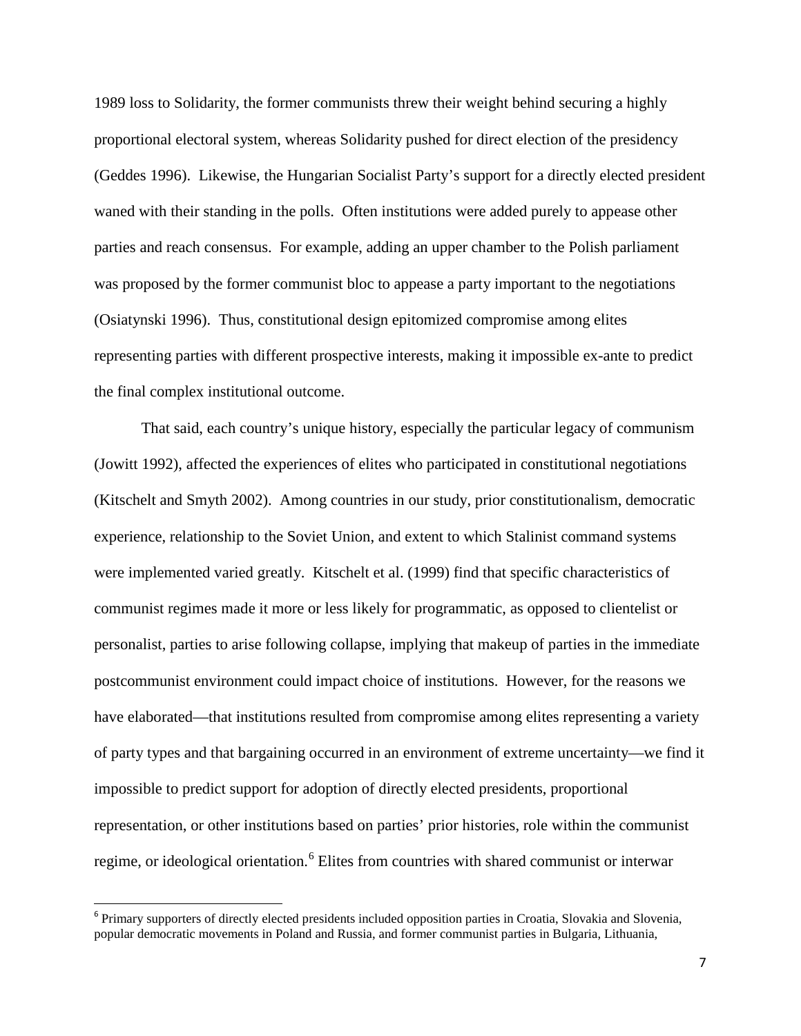1989 loss to Solidarity, the former communists threw their weight behind securing a highly proportional electoral system, whereas Solidarity pushed for direct election of the presidency (Geddes 1996). Likewise, the Hungarian Socialist Party's support for a directly elected president waned with their standing in the polls. Often institutions were added purely to appease other parties and reach consensus. For example, adding an upper chamber to the Polish parliament was proposed by the former communist bloc to appease a party important to the negotiations (Osiatynski 1996). Thus, constitutional design epitomized compromise among elites representing parties with different prospective interests, making it impossible ex-ante to predict the final complex institutional outcome.

That said, each country's unique history, especially the particular legacy of communism (Jowitt 1992), affected the experiences of elites who participated in constitutional negotiations (Kitschelt and Smyth 2002). Among countries in our study, prior constitutionalism, democratic experience, relationship to the Soviet Union, and extent to which Stalinist command systems were implemented varied greatly. Kitschelt et al. (1999) find that specific characteristics of communist regimes made it more or less likely for programmatic, as opposed to clientelist or personalist, parties to arise following collapse, implying that makeup of parties in the immediate postcommunist environment could impact choice of institutions. However, for the reasons we have elaborated—that institutions resulted from compromise among elites representing a variety of party types and that bargaining occurred in an environment of extreme uncertainty—we find it impossible to predict support for adoption of directly elected presidents, proportional representation, or other institutions based on parties' prior histories, role within the communist regime, or ideological orientation.[6] Elites from countries with shared communist or interwar

[6] Primary supporters of directly elected presidents included opposition parties in Croatia, Slovakia and Slovenia, popular democratic movements in Poland and Russia, and former communist parties in Bulgaria, Lithuania,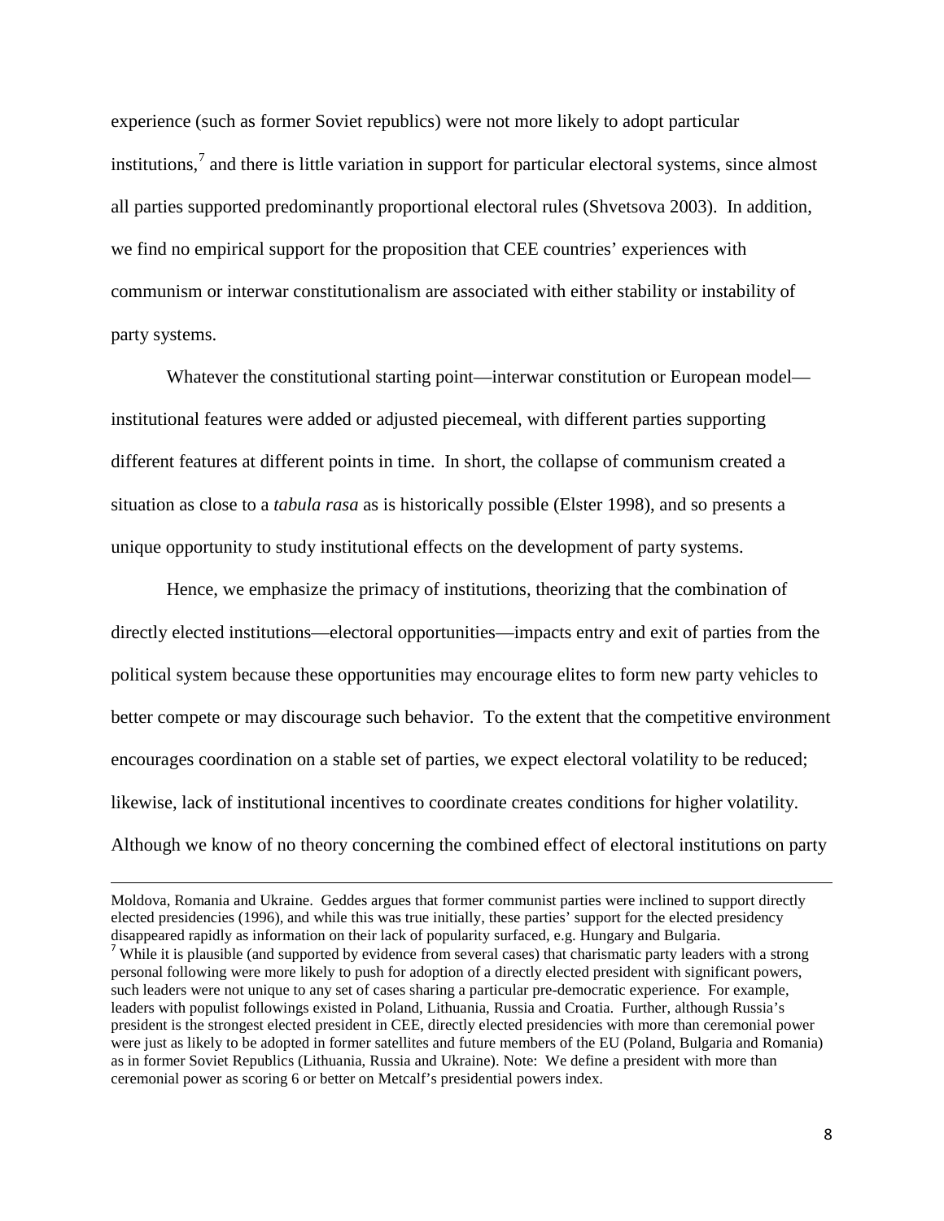experience (such as former Soviet republics) were not more likely to adopt particular institutions,[7] and there is little variation in support for particular electoral systems, since almost all parties supported predominantly proportional electoral rules (Shvetsova 2003). In addition, we find no empirical support for the proposition that CEE countries' experiences with communism or interwar constitutionalism are associated with either stability or instability of party systems.

Whatever the constitutional starting point—interwar constitution or European model—institutional features were added or adjusted piecemeal, with different parties supporting different features at different points in time. In short, the collapse of communism created a situation as close to a *tabula rasa* as is historically possible (Elster 1998), and so presents a unique opportunity to study institutional effects on the development of party systems.

Hence, we emphasize the primacy of institutions, theorizing that the combination of directly elected institutions—electoral opportunities—impacts entry and exit of parties from the political system because these opportunities may encourage elites to form new party vehicles to better compete or may discourage such behavior. To the extent that the competitive environment encourages coordination on a stable set of parties, we expect electoral volatility to be reduced; likewise, lack of institutional incentives to coordinate creates conditions for higher volatility. Although we know of no theory concerning the combined effect of electoral institutions on party

---

Moldova, Romania and Ukraine. Geddes argues that former communist parties were inclined to support directly elected presidencies (1996), and while this was true initially, these parties' support for the elected presidency disappeared rapidly as information on their lack of popularity surfaced, e.g. Hungary and Bulgaria.

[7] While it is plausible (and supported by evidence from several cases) that charismatic party leaders with a strong personal following were more likely to push for adoption of a directly elected president with significant powers, such leaders were not unique to any set of cases sharing a particular pre-democratic experience. For example, leaders with populist followings existed in Poland, Lithuania, Russia and Croatia. Further, although Russia's president is the strongest elected president in CEE, directly elected presidencies with more than ceremonial power were just as likely to be adopted in former satellites and future members of the EU (Poland, Bulgaria and Romania) as in former Soviet Republics (Lithuania, Russia and Ukraine). Note: We define a president with more than ceremonial power as scoring 6 or better on Metcalf's presidential powers index.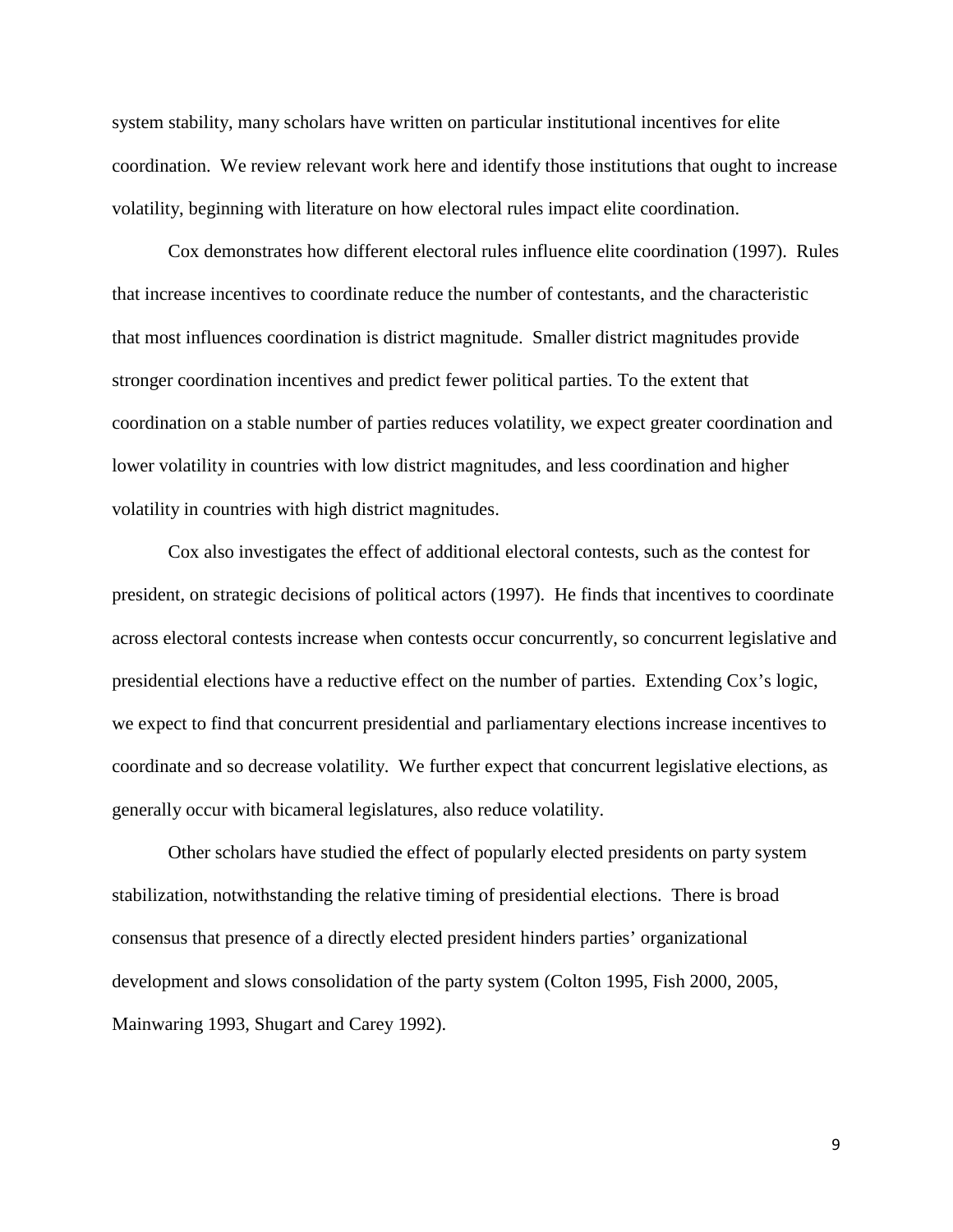system stability, many scholars have written on particular institutional incentives for elite coordination. We review relevant work here and identify those institutions that ought to increase volatility, beginning with literature on how electoral rules impact elite coordination.

Cox demonstrates how different electoral rules influence elite coordination (1997). Rules that increase incentives to coordinate reduce the number of contestants, and the characteristic that most influences coordination is district magnitude. Smaller district magnitudes provide stronger coordination incentives and predict fewer political parties. To the extent that coordination on a stable number of parties reduces volatility, we expect greater coordination and lower volatility in countries with low district magnitudes, and less coordination and higher volatility in countries with high district magnitudes.

Cox also investigates the effect of additional electoral contests, such as the contest for president, on strategic decisions of political actors (1997). He finds that incentives to coordinate across electoral contests increase when contests occur concurrently, so concurrent legislative and presidential elections have a reductive effect on the number of parties. Extending Cox's logic, we expect to find that concurrent presidential and parliamentary elections increase incentives to coordinate and so decrease volatility. We further expect that concurrent legislative elections, as generally occur with bicameral legislatures, also reduce volatility.

Other scholars have studied the effect of popularly elected presidents on party system stabilization, notwithstanding the relative timing of presidential elections. There is broad consensus that presence of a directly elected president hinders parties' organizational development and slows consolidation of the party system (Colton 1995, Fish 2000, 2005, Mainwaring 1993, Shugart and Carey 1992).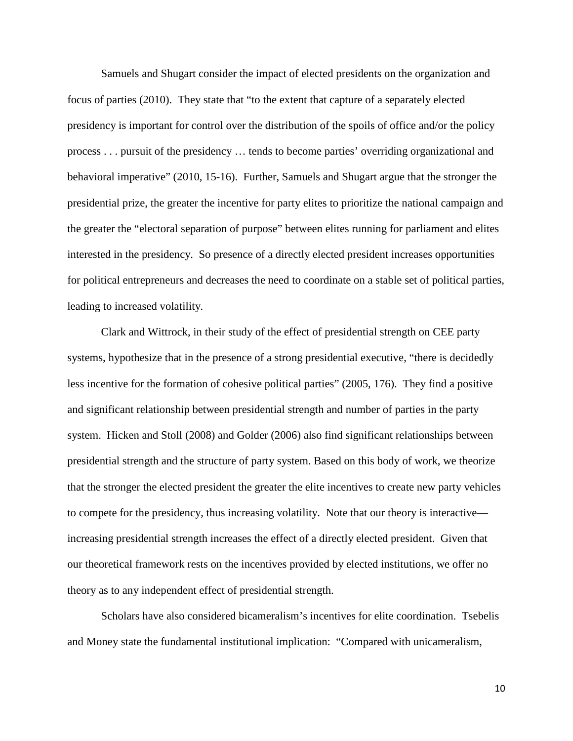Samuels and Shugart consider the impact of elected presidents on the organization and focus of parties (2010). They state that "to the extent that capture of a separately elected presidency is important for control over the distribution of the spoils of office and/or the policy process . . . pursuit of the presidency … tends to become parties' overriding organizational and behavioral imperative" (2010, 15-16). Further, Samuels and Shugart argue that the stronger the presidential prize, the greater the incentive for party elites to prioritize the national campaign and the greater the "electoral separation of purpose" between elites running for parliament and elites interested in the presidency. So presence of a directly elected president increases opportunities for political entrepreneurs and decreases the need to coordinate on a stable set of political parties, leading to increased volatility.

Clark and Wittrock, in their study of the effect of presidential strength on CEE party systems, hypothesize that in the presence of a strong presidential executive, "there is decidedly less incentive for the formation of cohesive political parties" (2005, 176). They find a positive and significant relationship between presidential strength and number of parties in the party system. Hicken and Stoll (2008) and Golder (2006) also find significant relationships between presidential strength and the structure of party system. Based on this body of work, we theorize that the stronger the elected president the greater the elite incentives to create new party vehicles to compete for the presidency, thus increasing volatility. Note that our theory is interactive—increasing presidential strength increases the effect of a directly elected president. Given that our theoretical framework rests on the incentives provided by elected institutions, we offer no theory as to any independent effect of presidential strength.

Scholars have also considered bicameralism's incentives for elite coordination. Tsebelis and Money state the fundamental institutional implication: "Compared with unicameralism,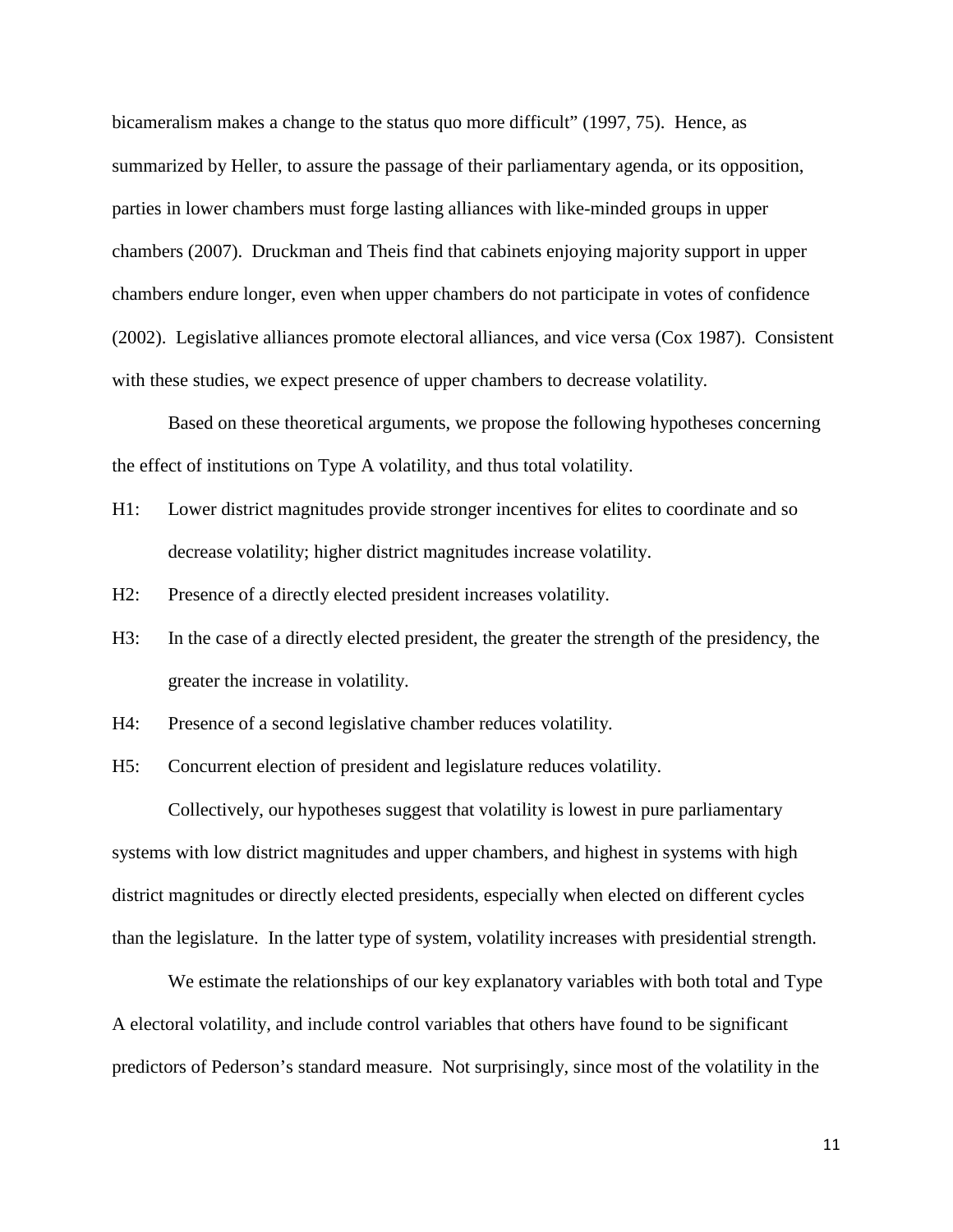bicameralism makes a change to the status quo more difficult" (1997, 75). Hence, as summarized by Heller, to assure the passage of their parliamentary agenda, or its opposition, parties in lower chambers must forge lasting alliances with like-minded groups in upper chambers (2007). Druckman and Theis find that cabinets enjoying majority support in upper chambers endure longer, even when upper chambers do not participate in votes of confidence (2002). Legislative alliances promote electoral alliances, and vice versa (Cox 1987). Consistent with these studies, we expect presence of upper chambers to decrease volatility.

Based on these theoretical arguments, we propose the following hypotheses concerning the effect of institutions on Type A volatility, and thus total volatility.

H1: Lower district magnitudes provide stronger incentives for elites to coordinate and so decrease volatility; higher district magnitudes increase volatility.

H2: Presence of a directly elected president increases volatility.

H3: In the case of a directly elected president, the greater the strength of the presidency, the greater the increase in volatility.

H4: Presence of a second legislative chamber reduces volatility.

H5: Concurrent election of president and legislature reduces volatility.

Collectively, our hypotheses suggest that volatility is lowest in pure parliamentary systems with low district magnitudes and upper chambers, and highest in systems with high district magnitudes or directly elected presidents, especially when elected on different cycles than the legislature. In the latter type of system, volatility increases with presidential strength.

We estimate the relationships of our key explanatory variables with both total and Type A electoral volatility, and include control variables that others have found to be significant predictors of Pederson's standard measure. Not surprisingly, since most of the volatility in the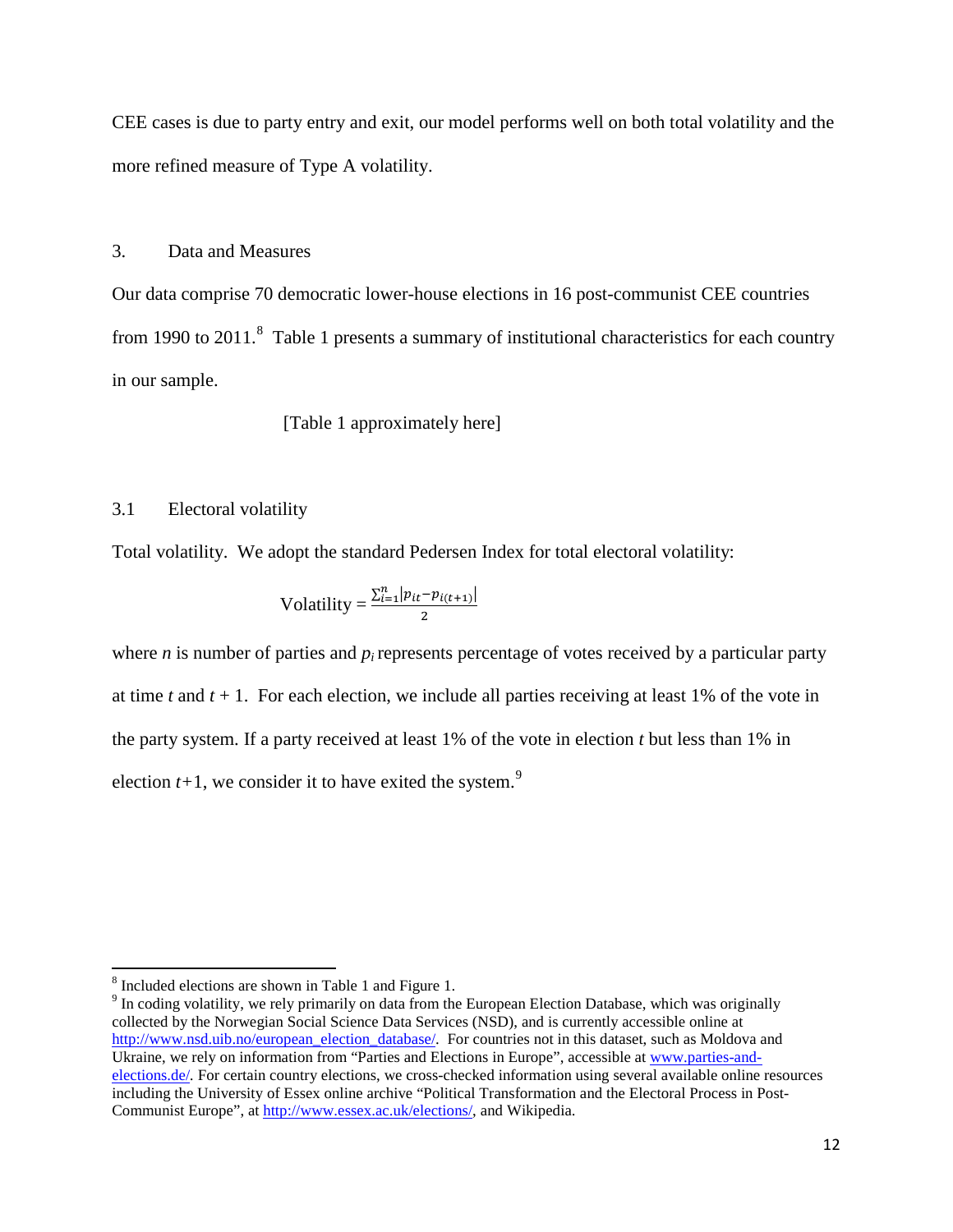CEE cases is due to party entry and exit, our model performs well on both total volatility and the more refined measure of Type A volatility.

## 3. Data and Measures

Our data comprise 70 democratic lower-house elections in 16 post-communist CEE countries from 1990 to 2011.[8] Table 1 presents a summary of institutional characteristics for each country in our sample.

[Table 1 approximately here]

### 3.1 Electoral volatility

Total volatility. We adopt the standard Pedersen Index for total electoral volatility:

$$\text{Volatility} = \frac{\sum_{i=1}^{n} |p_{it} - p_{i(t+1)}|}{2}$$

where $n$ is number of parties and $p_i$ represents percentage of votes received by a particular party at time $t$ and $t + 1$. For each election, we include all parties receiving at least 1% of the vote in the party system. If a party received at least 1% of the vote in election $t$ but less than 1% in election $t$+1, we consider it to have exited the system.[9]

---

[8] Included elections are shown in Table 1 and Figure 1.

[9] In coding volatility, we rely primarily on data from the European Election Database, which was originally collected by the Norwegian Social Science Data Services (NSD), and is currently accessible online at http://www.nsd.uib.no/european_election_database/. For countries not in this dataset, such as Moldova and Ukraine, we rely on information from "Parties and Elections in Europe", accessible at www.parties-and-elections.de/. For certain country elections, we cross-checked information using several available online resources including the University of Essex online archive "Political Transformation and the Electoral Process in Post-Communist Europe", at http://www.essex.ac.uk/elections/, and Wikipedia.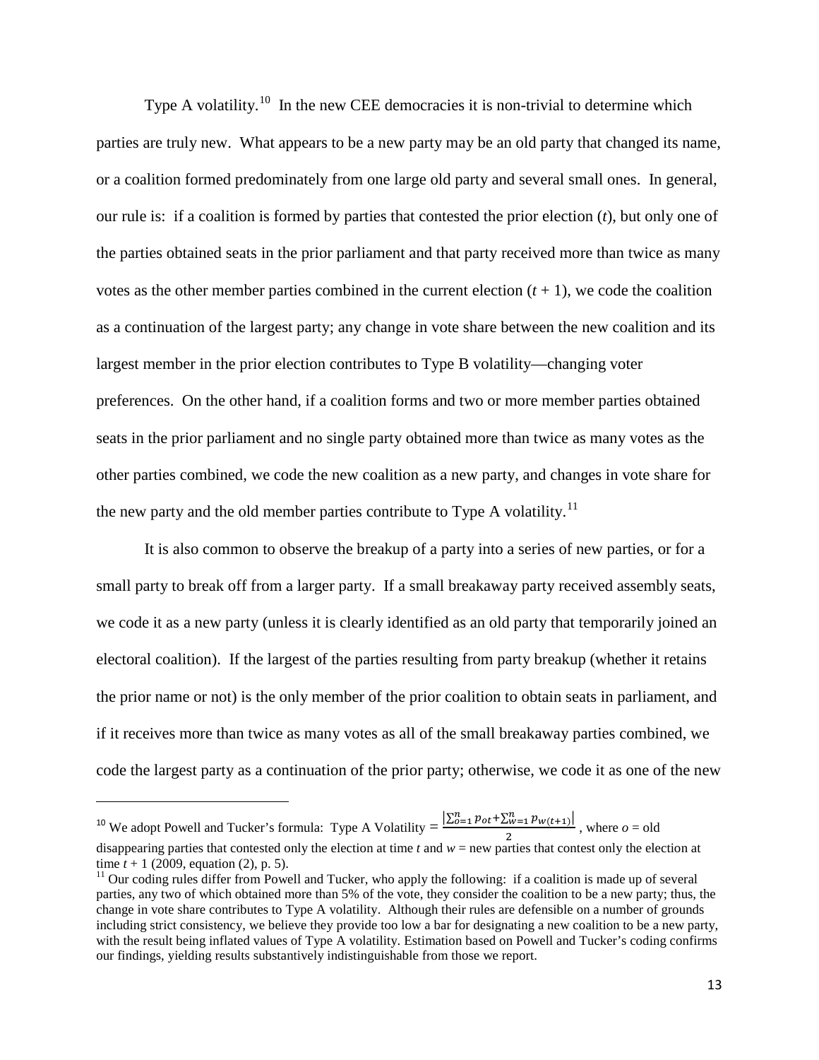Type A volatility.[10] In the new CEE democracies it is non-trivial to determine which parties are truly new. What appears to be a new party may be an old party that changed its name, or a coalition formed predominately from one large old party and several small ones. In general, our rule is: if a coalition is formed by parties that contested the prior election ($t$), but only one of the parties obtained seats in the prior parliament and that party received more than twice as many votes as the other member parties combined in the current election ($t + 1$), we code the coalition as a continuation of the largest party; any change in vote share between the new coalition and its largest member in the prior election contributes to Type B volatility—changing voter preferences. On the other hand, if a coalition forms and two or more member parties obtained seats in the prior parliament and no single party obtained more than twice as many votes as the other parties combined, we code the new coalition as a new party, and changes in vote share for the new party and the old member parties contribute to Type A volatility.[11]

It is also common to observe the breakup of a party into a series of new parties, or for a small party to break off from a larger party. If a small breakaway party received assembly seats, we code it as a new party (unless it is clearly identified as an old party that temporarily joined an electoral coalition). If the largest of the parties resulting from party breakup (whether it retains the prior name or not) is the only member of the prior coalition to obtain seats in parliament, and if it receives more than twice as many votes as all of the small breakaway parties combined, we code the largest party as a continuation of the prior party; otherwise, we code it as one of the new

---

[10] We adopt Powell and Tucker's formula: Type A Volatility $= \frac{\left|\sum_{o=1}^{n} p_{ot} + \sum_{w=1}^{n} p_{w(t+1)}\right|}{2}$, where $o$ = old disappearing parties that contested only the election at time $t$ and $w$ = new parties that contest only the election at time $t + 1$ (2009, equation (2), p. 5).

[11] Our coding rules differ from Powell and Tucker, who apply the following: if a coalition is made up of several parties, any two of which obtained more than 5% of the vote, they consider the coalition to be a new party; thus, the change in vote share contributes to Type A volatility. Although their rules are defensible on a number of grounds including strict consistency, we believe they provide too low a bar for designating a new coalition to be a new party, with the result being inflated values of Type A volatility. Estimation based on Powell and Tucker's coding confirms our findings, yielding results substantively indistinguishable from those we report.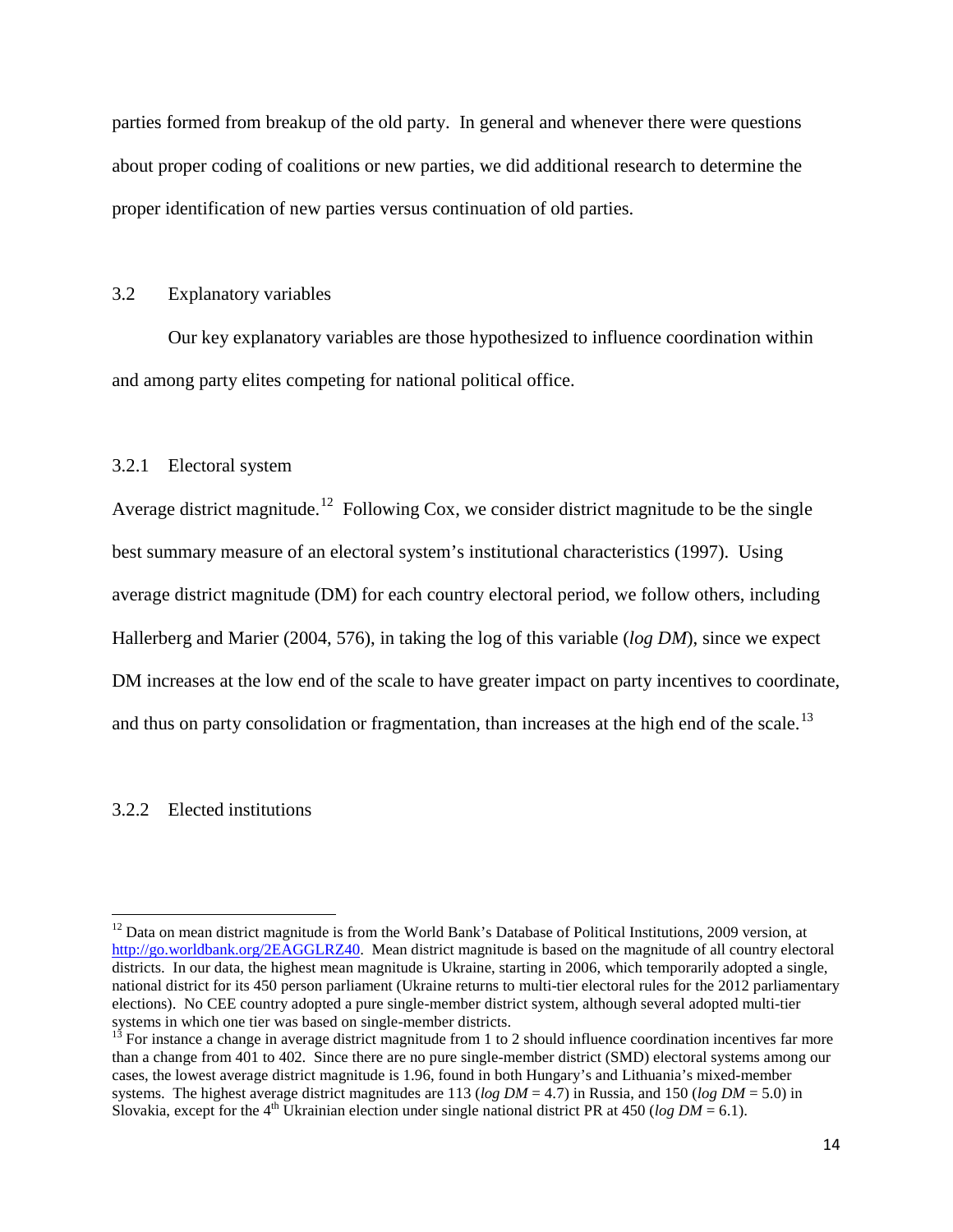parties formed from breakup of the old party. In general and whenever there were questions about proper coding of coalitions or new parties, we did additional research to determine the proper identification of new parties versus continuation of old parties.

### 3.2 Explanatory variables

Our key explanatory variables are those hypothesized to influence coordination within and among party elites competing for national political office.

#### 3.2.1 Electoral system

Average district magnitude.[12] Following Cox, we consider district magnitude to be the single best summary measure of an electoral system's institutional characteristics (1997). Using average district magnitude (DM) for each country electoral period, we follow others, including Hallerberg and Marier (2004, 576), in taking the log of this variable (*log DM*), since we expect DM increases at the low end of the scale to have greater impact on party incentives to coordinate, and thus on party consolidation or fragmentation, than increases at the high end of the scale.[13]

#### 3.2.2 Elected institutions

---

[12] Data on mean district magnitude is from the World Bank's Database of Political Institutions, 2009 version, at http://go.worldbank.org/2EAGGLRZ40. Mean district magnitude is based on the magnitude of all country electoral districts. In our data, the highest mean magnitude is Ukraine, starting in 2006, which temporarily adopted a single, national district for its 450 person parliament (Ukraine returns to multi-tier electoral rules for the 2012 parliamentary elections). No CEE country adopted a pure single-member district system, although several adopted multi-tier systems in which one tier was based on single-member districts.

[13] For instance a change in average district magnitude from 1 to 2 should influence coordination incentives far more than a change from 401 to 402. Since there are no pure single-member district (SMD) electoral systems among our cases, the lowest average district magnitude is 1.96, found in both Hungary's and Lithuania's mixed-member systems. The highest average district magnitudes are 113 (*log DM* = 4.7) in Russia, and 150 (*log DM* = 5.0) in Slovakia, except for the 4th Ukrainian election under single national district PR at 450 (*log DM* = 6.1).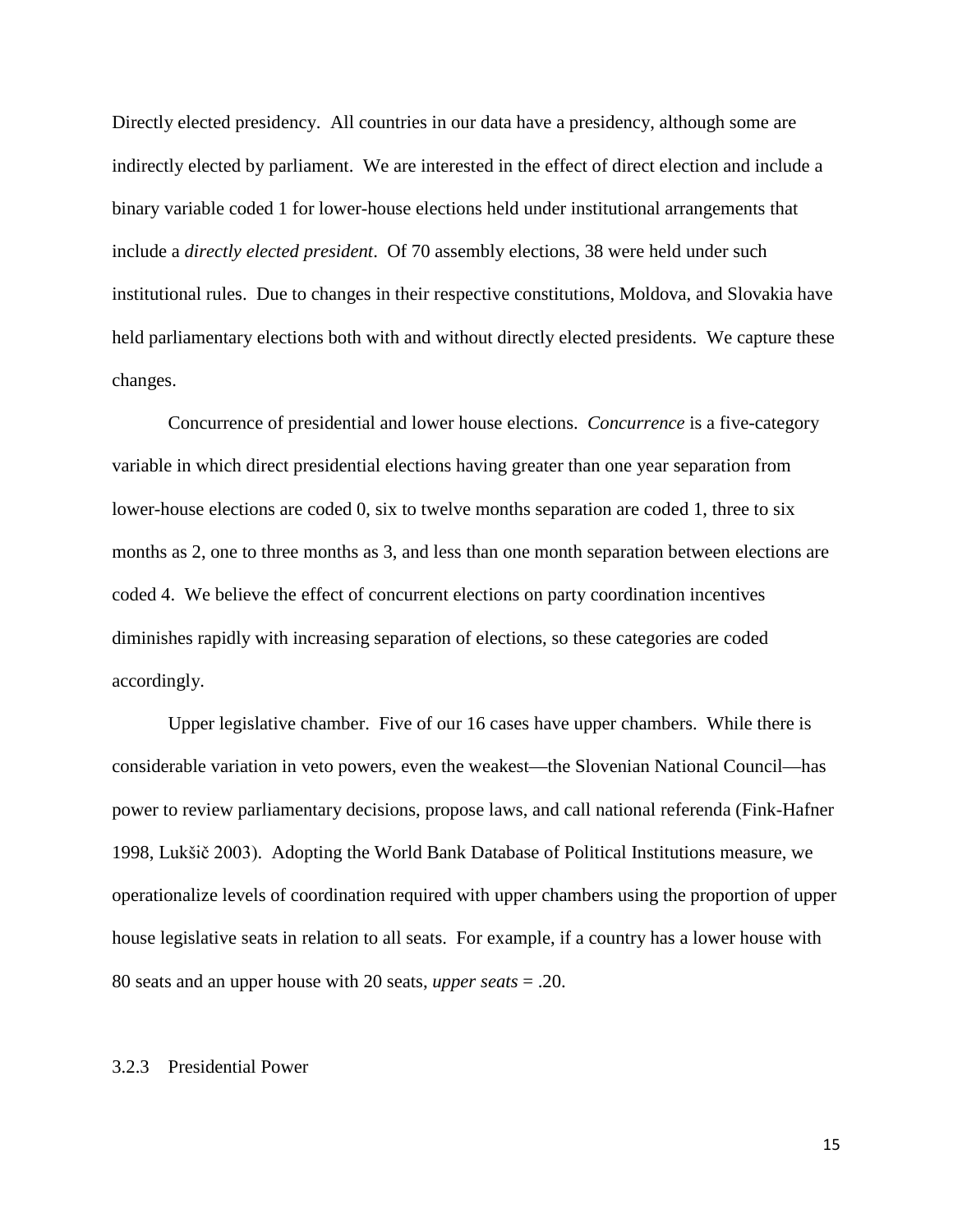Directly elected presidency. All countries in our data have a presidency, although some are indirectly elected by parliament. We are interested in the effect of direct election and include a binary variable coded 1 for lower-house elections held under institutional arrangements that include a *directly elected president*. Of 70 assembly elections, 38 were held under such institutional rules. Due to changes in their respective constitutions, Moldova, and Slovakia have held parliamentary elections both with and without directly elected presidents. We capture these changes.

Concurrence of presidential and lower house elections. *Concurrence* is a five-category variable in which direct presidential elections having greater than one year separation from lower-house elections are coded 0, six to twelve months separation are coded 1, three to six months as 2, one to three months as 3, and less than one month separation between elections are coded 4. We believe the effect of concurrent elections on party coordination incentives diminishes rapidly with increasing separation of elections, so these categories are coded accordingly.

Upper legislative chamber. Five of our 16 cases have upper chambers. While there is considerable variation in veto powers, even the weakest—the Slovenian National Council—has power to review parliamentary decisions, propose laws, and call national referenda (Fink-Hafner 1998, Lukšič 2003). Adopting the World Bank Database of Political Institutions measure, we operationalize levels of coordination required with upper chambers using the proportion of upper house legislative seats in relation to all seats. For example, if a country has a lower house with 80 seats and an upper house with 20 seats, *upper seats* = .20.

### 3.2.3 Presidential Power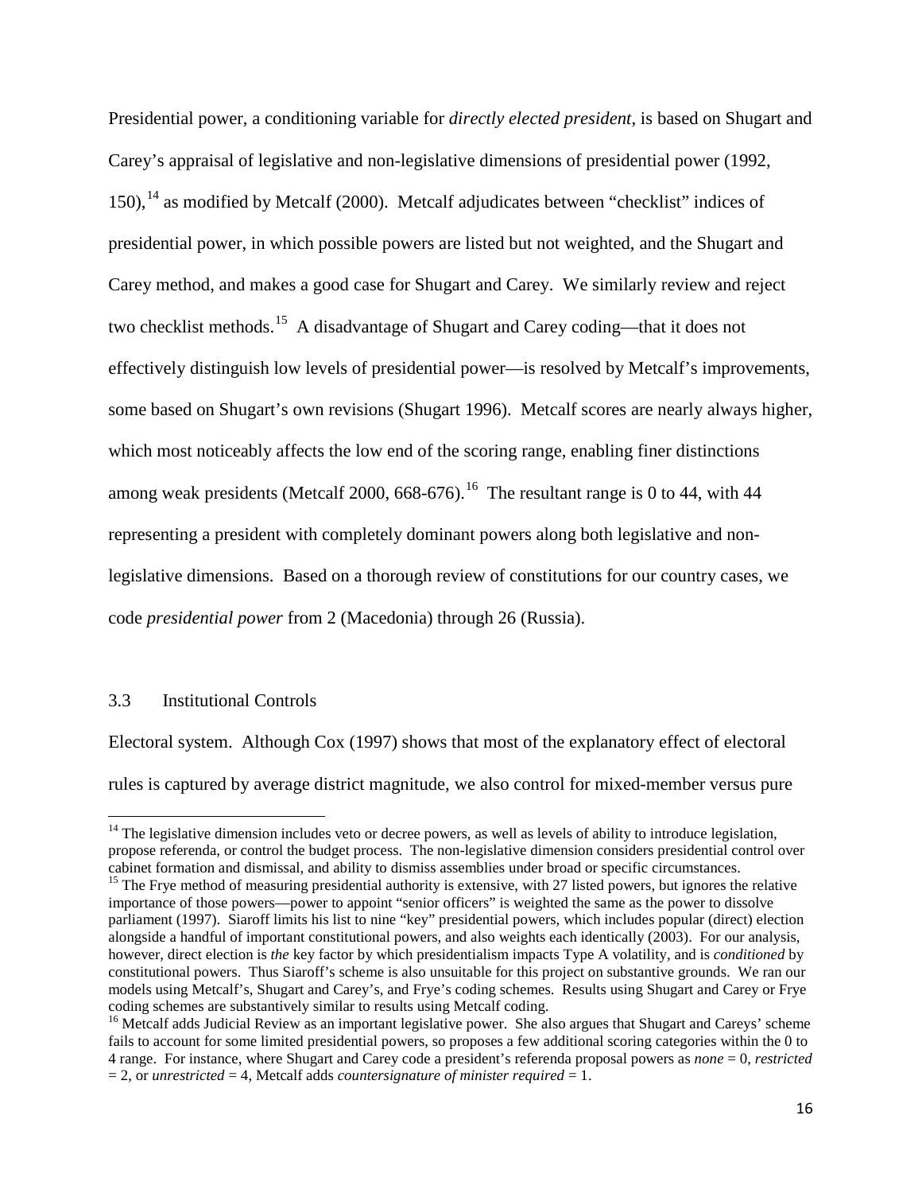Presidential power, a conditioning variable for *directly elected president*, is based on Shugart and Carey's appraisal of legislative and non-legislative dimensions of presidential power (1992, 150),[14] as modified by Metcalf (2000). Metcalf adjudicates between "checklist" indices of presidential power, in which possible powers are listed but not weighted, and the Shugart and Carey method, and makes a good case for Shugart and Carey. We similarly review and reject two checklist methods.[15] A disadvantage of Shugart and Carey coding—that it does not effectively distinguish low levels of presidential power—is resolved by Metcalf's improvements, some based on Shugart's own revisions (Shugart 1996). Metcalf scores are nearly always higher, which most noticeably affects the low end of the scoring range, enabling finer distinctions among weak presidents (Metcalf 2000, 668-676).[16] The resultant range is 0 to 44, with 44 representing a president with completely dominant powers along both legislative and non-legislative dimensions. Based on a thorough review of constitutions for our country cases, we code *presidential power* from 2 (Macedonia) through 26 (Russia).

### 3.3 Institutional Controls

Electoral system. Although Cox (1997) shows that most of the explanatory effect of electoral rules is captured by average district magnitude, we also control for mixed-member versus pure

---

[14] The legislative dimension includes veto or decree powers, as well as levels of ability to introduce legislation, propose referenda, or control the budget process. The non-legislative dimension considers presidential control over cabinet formation and dismissal, and ability to dismiss assemblies under broad or specific circumstances.

[15] The Frye method of measuring presidential authority is extensive, with 27 listed powers, but ignores the relative importance of those powers—power to appoint "senior officers" is weighted the same as the power to dissolve parliament (1997). Siaroff limits his list to nine "key" presidential powers, which includes popular (direct) election alongside a handful of important constitutional powers, and also weights each identically (2003). For our analysis, however, direct election is *the* key factor by which presidentialism impacts Type A volatility, and is *conditioned* by constitutional powers. Thus Siaroff's scheme is also unsuitable for this project on substantive grounds. We ran our models using Metcalf's, Shugart and Carey's, and Frye's coding schemes. Results using Shugart and Carey or Frye coding schemes are substantively similar to results using Metcalf coding.

[16] Metcalf adds Judicial Review as an important legislative power. She also argues that Shugart and Careys' scheme fails to account for some limited presidential powers, so proposes a few additional scoring categories within the 0 to 4 range. For instance, where Shugart and Carey code a president's referenda proposal powers as *none* = 0, *restricted* = 2, or *unrestricted* = 4, Metcalf adds *countersignature of minister required* = 1.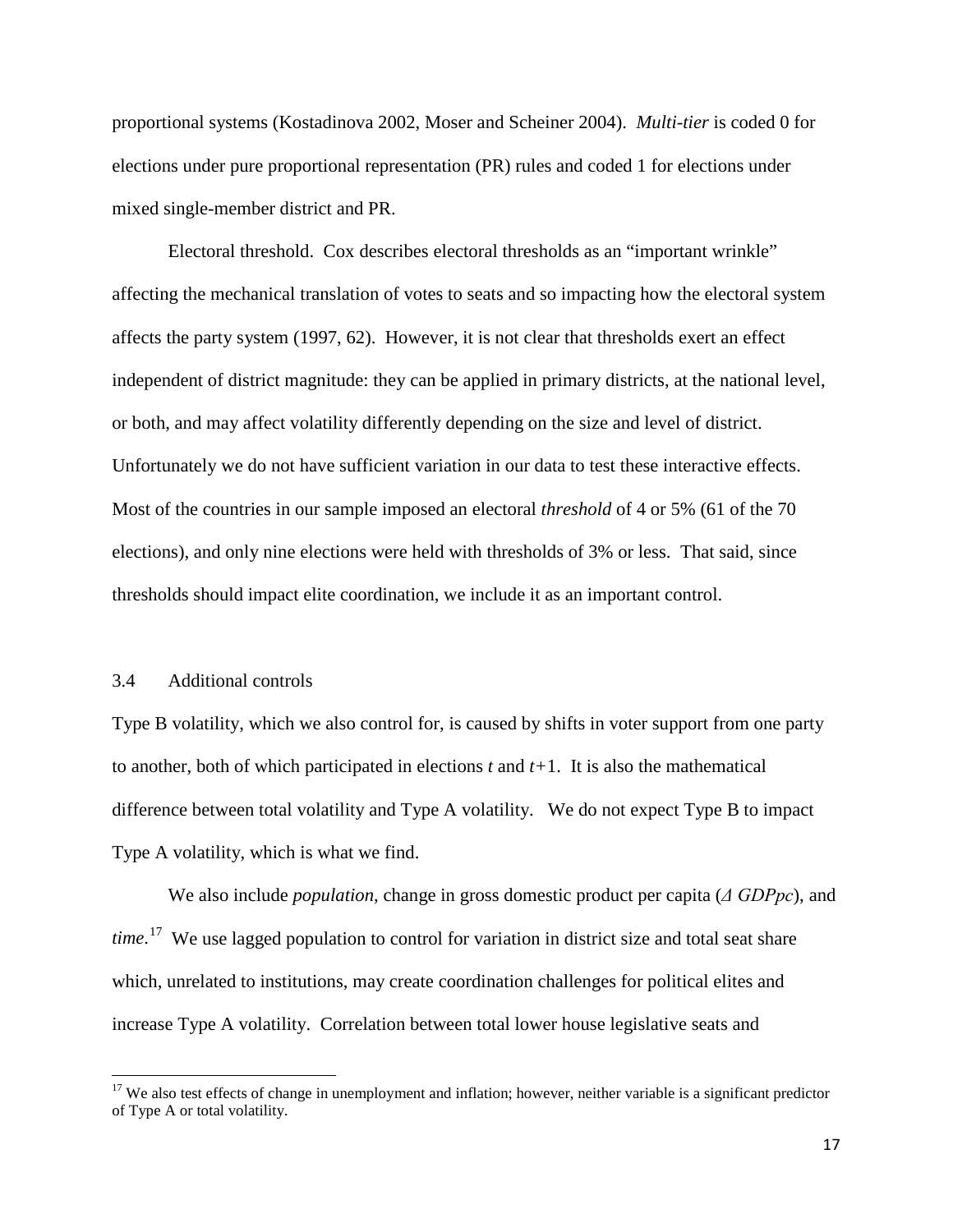proportional systems (Kostadinova 2002, Moser and Scheiner 2004). *Multi-tier* is coded 0 for elections under pure proportional representation (PR) rules and coded 1 for elections under mixed single-member district and PR.

Electoral threshold. Cox describes electoral thresholds as an "important wrinkle" affecting the mechanical translation of votes to seats and so impacting how the electoral system affects the party system (1997, 62). However, it is not clear that thresholds exert an effect independent of district magnitude: they can be applied in primary districts, at the national level, or both, and may affect volatility differently depending on the size and level of district. Unfortunately we do not have sufficient variation in our data to test these interactive effects. Most of the countries in our sample imposed an electoral *threshold* of 4 or 5% (61 of the 70 elections), and only nine elections were held with thresholds of 3% or less. That said, since thresholds should impact elite coordination, we include it as an important control.

### 3.4 Additional controls

Type B volatility, which we also control for, is caused by shifts in voter support from one party to another, both of which participated in elections $t$ and $t+1$. It is also the mathematical difference between total volatility and Type A volatility. We do not expect Type B to impact Type A volatility, which is what we find.

We also include *population*, change in gross domestic product per capita (*Δ GDPpc*), and *time*.[17] We use lagged population to control for variation in district size and total seat share which, unrelated to institutions, may create coordination challenges for political elites and increase Type A volatility. Correlation between total lower house legislative seats and

[17] We also test effects of change in unemployment and inflation; however, neither variable is a significant predictor of Type A or total volatility.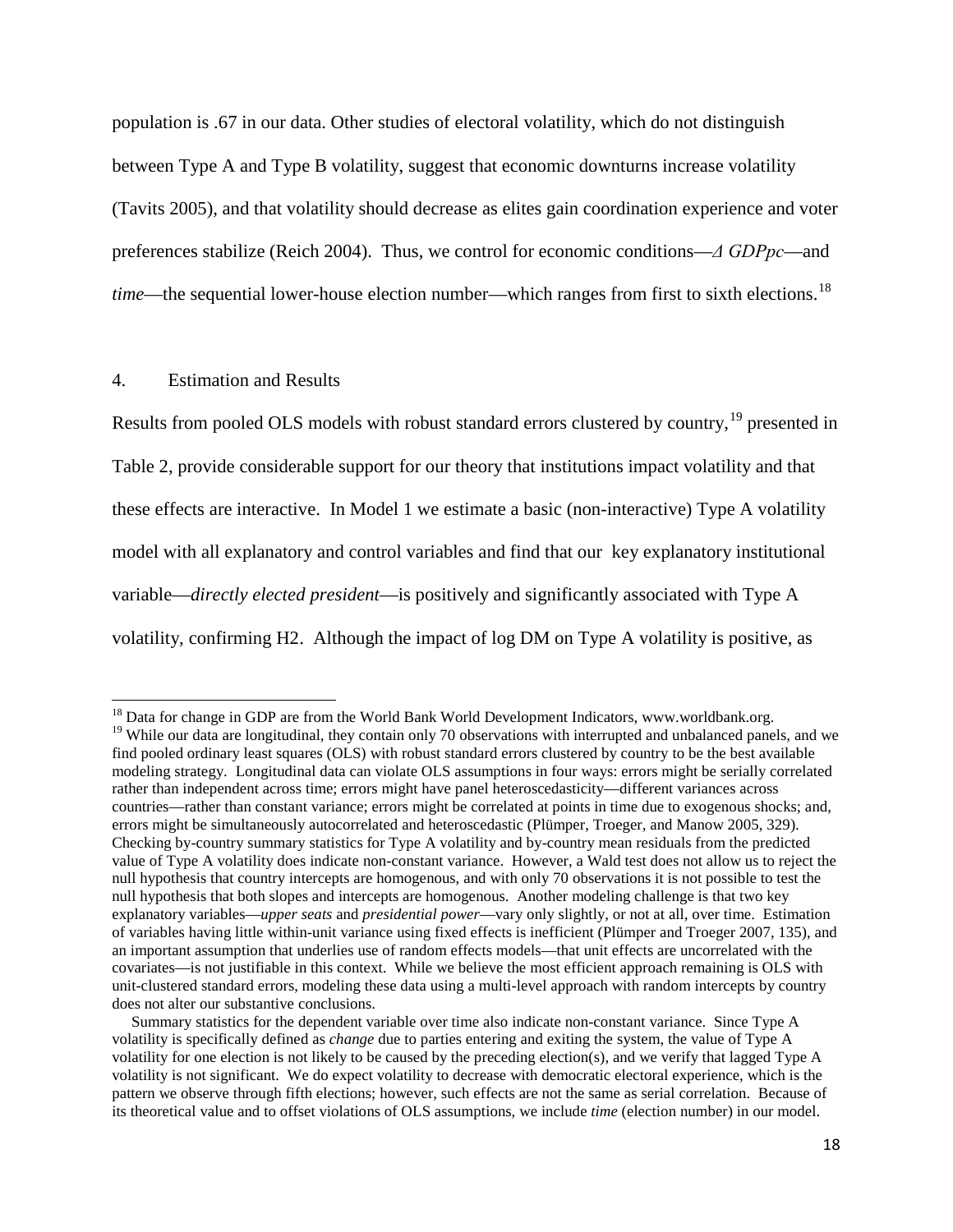population is .67 in our data. Other studies of electoral volatility, which do not distinguish between Type A and Type B volatility, suggest that economic downturns increase volatility (Tavits 2005), and that volatility should decrease as elites gain coordination experience and voter preferences stabilize (Reich 2004). Thus, we control for economic conditions—*Δ GDPpc*—and *time*—the sequential lower-house election number—which ranges from first to sixth elections.[18]

## 4. Estimation and Results

Results from pooled OLS models with robust standard errors clustered by country,[19] presented in Table 2, provide considerable support for our theory that institutions impact volatility and that these effects are interactive. In Model 1 we estimate a basic (non-interactive) Type A volatility model with all explanatory and control variables and find that our key explanatory institutional variable—*directly elected president*—is positively and significantly associated with Type A volatility, confirming H2. Although the impact of log DM on Type A volatility is positive, as

---

[18] Data for change in GDP are from the World Bank World Development Indicators, www.worldbank.org.

[19] While our data are longitudinal, they contain only 70 observations with interrupted and unbalanced panels, and we find pooled ordinary least squares (OLS) with robust standard errors clustered by country to be the best available modeling strategy. Longitudinal data can violate OLS assumptions in four ways: errors might be serially correlated rather than independent across time; errors might have panel heteroscedasticity—different variances across countries—rather than constant variance; errors might be correlated at points in time due to exogenous shocks; and, errors might be simultaneously autocorrelated and heteroscedastic (Plümper, Troeger, and Manow 2005, 329). Checking by-country summary statistics for Type A volatility and by-country mean residuals from the predicted value of Type A volatility does indicate non-constant variance. However, a Wald test does not allow us to reject the null hypothesis that country intercepts are homogenous, and with only 70 observations it is not possible to test the null hypothesis that both slopes and intercepts are homogenous. Another modeling challenge is that two key explanatory variables—*upper seats* and *presidential power*—vary only slightly, or not at all, over time. Estimation of variables having little within-unit variance using fixed effects is inefficient (Plümper and Troeger 2007, 135), and an important assumption that underlies use of random effects models—that unit effects are uncorrelated with the covariates—is not justifiable in this context. While we believe the most efficient approach remaining is OLS with unit-clustered standard errors, modeling these data using a multi-level approach with random intercepts by country does not alter our substantive conclusions.

Summary statistics for the dependent variable over time also indicate non-constant variance. Since Type A volatility is specifically defined as *change* due to parties entering and exiting the system, the value of Type A volatility for one election is not likely to be caused by the preceding election(s), and we verify that lagged Type A volatility is not significant. We do expect volatility to decrease with democratic electoral experience, which is the pattern we observe through fifth elections; however, such effects are not the same as serial correlation. Because of its theoretical value and to offset violations of OLS assumptions, we include *time* (election number) in our model.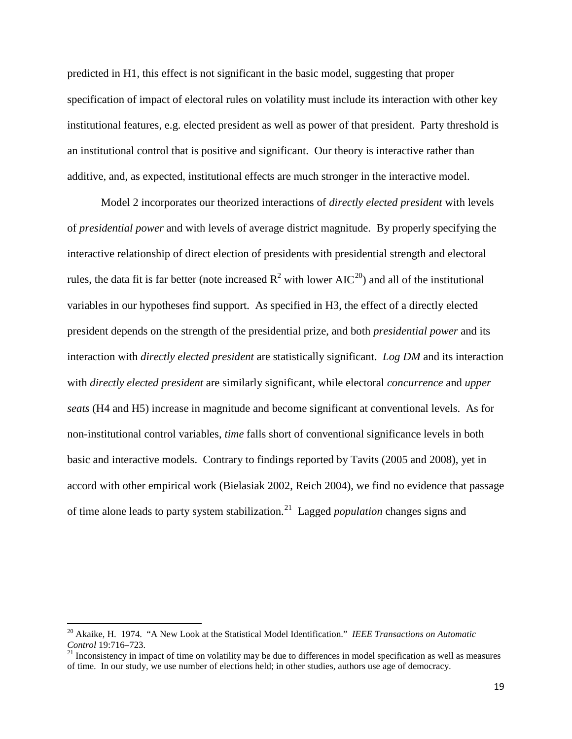predicted in H1, this effect is not significant in the basic model, suggesting that proper specification of impact of electoral rules on volatility must include its interaction with other key institutional features, e.g. elected president as well as power of that president. Party threshold is an institutional control that is positive and significant. Our theory is interactive rather than additive, and, as expected, institutional effects are much stronger in the interactive model.

Model 2 incorporates our theorized interactions of *directly elected president* with levels of *presidential power* and with levels of average district magnitude. By properly specifying the interactive relationship of direct election of presidents with presidential strength and electoral rules, the data fit is far better (note increased $R^2$ with lower AIC[20]) and all of the institutional variables in our hypotheses find support. As specified in H3, the effect of a directly elected president depends on the strength of the presidential prize, and both *presidential power* and its interaction with *directly elected president* are statistically significant. *Log DM* and its interaction with *directly elected president* are similarly significant, while electoral *concurrence* and *upper seats* (H4 and H5) increase in magnitude and become significant at conventional levels. As for non-institutional control variables, *time* falls short of conventional significance levels in both basic and interactive models. Contrary to findings reported by Tavits (2005 and 2008), yet in accord with other empirical work (Bielasiak 2002, Reich 2004), we find no evidence that passage of time alone leads to party system stabilization.[21] Lagged *population* changes signs and

[20] Akaike, H. 1974. "A New Look at the Statistical Model Identification." *IEEE Transactions on Automatic Control* 19:716–723.

[21] Inconsistency in impact of time on volatility may be due to differences in model specification as well as measures of time. In our study, we use number of elections held; in other studies, authors use age of democracy.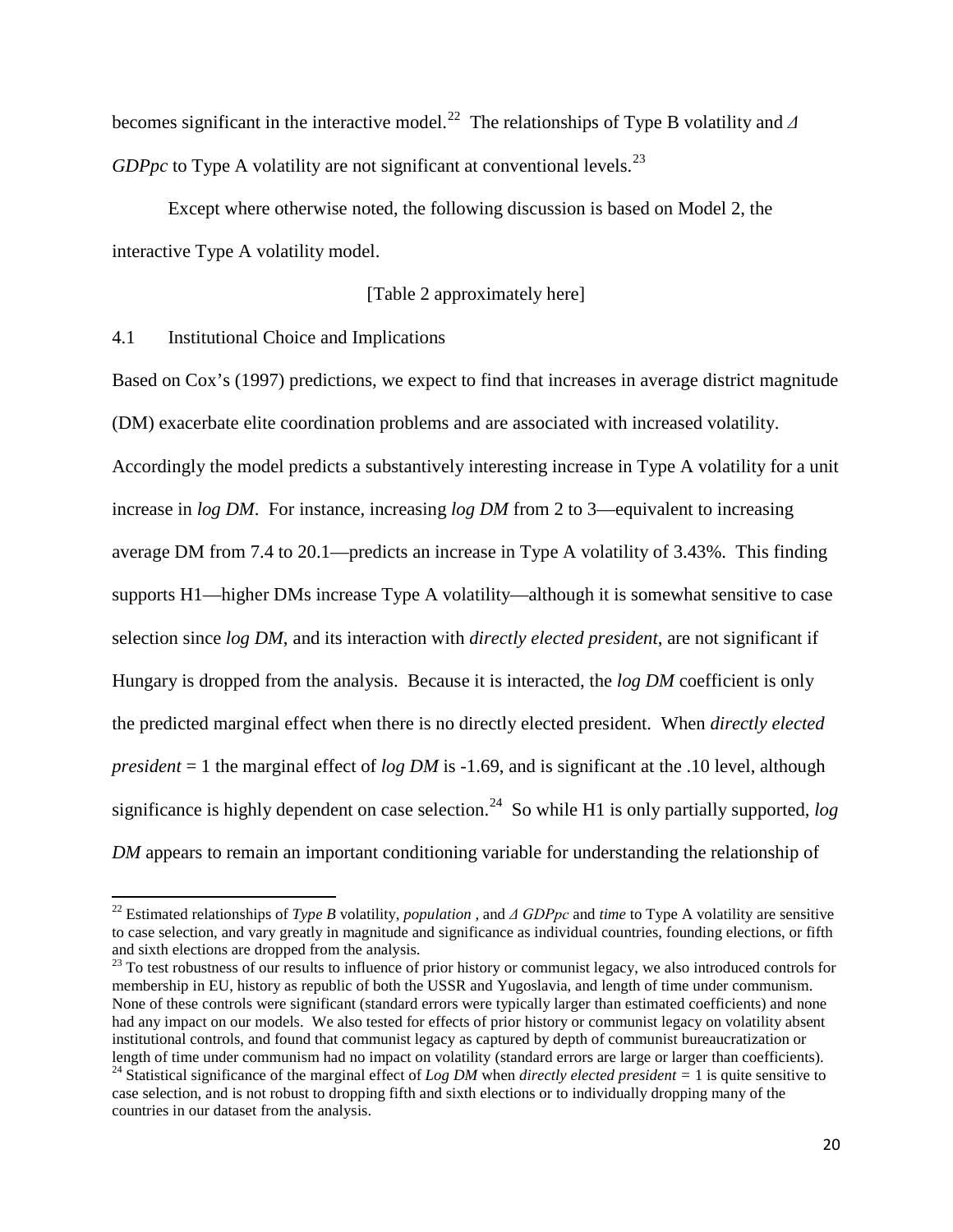becomes significant in the interactive model.[22] The relationships of Type B volatility and *Δ GDPpc* to Type A volatility are not significant at conventional levels.[23]

Except where otherwise noted, the following discussion is based on Model 2, the interactive Type A volatility model.

[Table 2 approximately here]

## 4.1 Institutional Choice and Implications

Based on Cox's (1997) predictions, we expect to find that increases in average district magnitude (DM) exacerbate elite coordination problems and are associated with increased volatility. Accordingly the model predicts a substantively interesting increase in Type A volatility for a unit increase in *log DM*. For instance, increasing *log DM* from 2 to 3—equivalent to increasing average DM from 7.4 to 20.1—predicts an increase in Type A volatility of 3.43%. This finding supports H1—higher DMs increase Type A volatility—although it is somewhat sensitive to case selection since *log DM*, and its interaction with *directly elected president*, are not significant if Hungary is dropped from the analysis. Because it is interacted, the *log DM* coefficient is only the predicted marginal effect when there is no directly elected president. When *directly elected president* = 1 the marginal effect of *log DM* is -1.69, and is significant at the .10 level, although significance is highly dependent on case selection.[24] So while H1 is only partially supported, *log DM* appears to remain an important conditioning variable for understanding the relationship of

---

[22] Estimated relationships of *Type B* volatility, *population* , and *Δ GDPpc* and *time* to Type A volatility are sensitive to case selection, and vary greatly in magnitude and significance as individual countries, founding elections, or fifth and sixth elections are dropped from the analysis.

[23] To test robustness of our results to influence of prior history or communist legacy, we also introduced controls for membership in EU, history as republic of both the USSR and Yugoslavia, and length of time under communism. None of these controls were significant (standard errors were typically larger than estimated coefficients) and none had any impact on our models. We also tested for effects of prior history or communist legacy on volatility absent institutional controls, and found that communist legacy as captured by depth of communist bureaucratization or length of time under communism had no impact on volatility (standard errors are large or larger than coefficients).

[24] Statistical significance of the marginal effect of *Log DM* when *directly elected president =* 1 is quite sensitive to case selection, and is not robust to dropping fifth and sixth elections or to individually dropping many of the countries in our dataset from the analysis.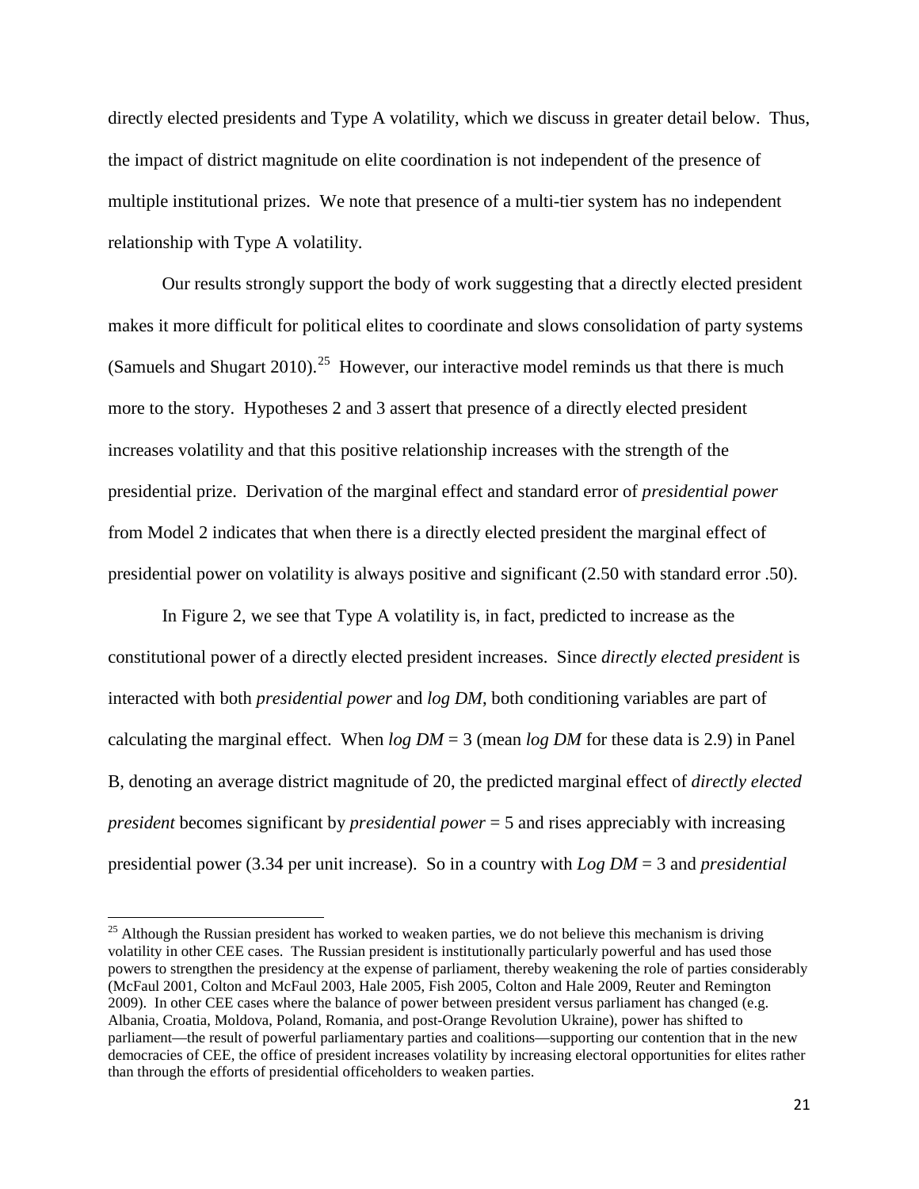directly elected presidents and Type A volatility, which we discuss in greater detail below. Thus, the impact of district magnitude on elite coordination is not independent of the presence of multiple institutional prizes. We note that presence of a multi-tier system has no independent relationship with Type A volatility.

Our results strongly support the body of work suggesting that a directly elected president makes it more difficult for political elites to coordinate and slows consolidation of party systems (Samuels and Shugart 2010).[25] However, our interactive model reminds us that there is much more to the story. Hypotheses 2 and 3 assert that presence of a directly elected president increases volatility and that this positive relationship increases with the strength of the presidential prize. Derivation of the marginal effect and standard error of *presidential power* from Model 2 indicates that when there is a directly elected president the marginal effect of presidential power on volatility is always positive and significant (2.50 with standard error .50).

In Figure 2, we see that Type A volatility is, in fact, predicted to increase as the constitutional power of a directly elected president increases. Since *directly elected president* is interacted with both *presidential power* and *log DM*, both conditioning variables are part of calculating the marginal effect. When *log DM* = 3 (mean *log DM* for these data is 2.9) in Panel B, denoting an average district magnitude of 20, the predicted marginal effect of *directly elected president* becomes significant by *presidential power* = 5 and rises appreciably with increasing presidential power (3.34 per unit increase). So in a country with *Log DM* = 3 and *presidential*

[25] Although the Russian president has worked to weaken parties, we do not believe this mechanism is driving volatility in other CEE cases. The Russian president is institutionally particularly powerful and has used those powers to strengthen the presidency at the expense of parliament, thereby weakening the role of parties considerably (McFaul 2001, Colton and McFaul 2003, Hale 2005, Fish 2005, Colton and Hale 2009, Reuter and Remington 2009). In other CEE cases where the balance of power between president versus parliament has changed (e.g. Albania, Croatia, Moldova, Poland, Romania, and post-Orange Revolution Ukraine), power has shifted to parliament—the result of powerful parliamentary parties and coalitions—supporting our contention that in the new democracies of CEE, the office of president increases volatility by increasing electoral opportunities for elites rather than through the efforts of presidential officeholders to weaken parties.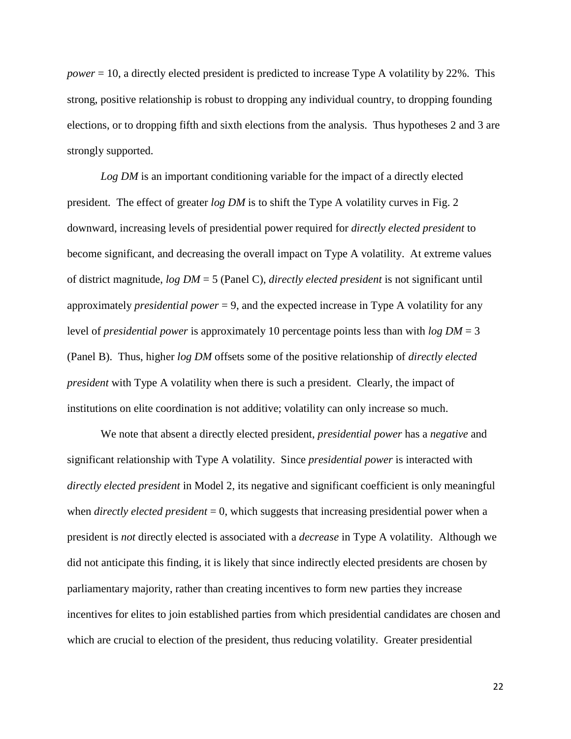*power* = 10, a directly elected president is predicted to increase Type A volatility by 22%. This strong, positive relationship is robust to dropping any individual country, to dropping founding elections, or to dropping fifth and sixth elections from the analysis. Thus hypotheses 2 and 3 are strongly supported.

*Log DM* is an important conditioning variable for the impact of a directly elected president. The effect of greater *log DM* is to shift the Type A volatility curves in Fig. 2 downward, increasing levels of presidential power required for *directly elected president* to become significant, and decreasing the overall impact on Type A volatility. At extreme values of district magnitude, *log DM* = 5 (Panel C), *directly elected president* is not significant until approximately *presidential power* = 9, and the expected increase in Type A volatility for any level of *presidential power* is approximately 10 percentage points less than with *log DM* = 3 (Panel B). Thus, higher *log DM* offsets some of the positive relationship of *directly elected president* with Type A volatility when there is such a president. Clearly, the impact of institutions on elite coordination is not additive; volatility can only increase so much.

We note that absent a directly elected president, *presidential power* has a *negative* and significant relationship with Type A volatility. Since *presidential power* is interacted with *directly elected president* in Model 2, its negative and significant coefficient is only meaningful when *directly elected president* = 0, which suggests that increasing presidential power when a president is *not* directly elected is associated with a *decrease* in Type A volatility. Although we did not anticipate this finding, it is likely that since indirectly elected presidents are chosen by parliamentary majority, rather than creating incentives to form new parties they increase incentives for elites to join established parties from which presidential candidates are chosen and which are crucial to election of the president, thus reducing volatility. Greater presidential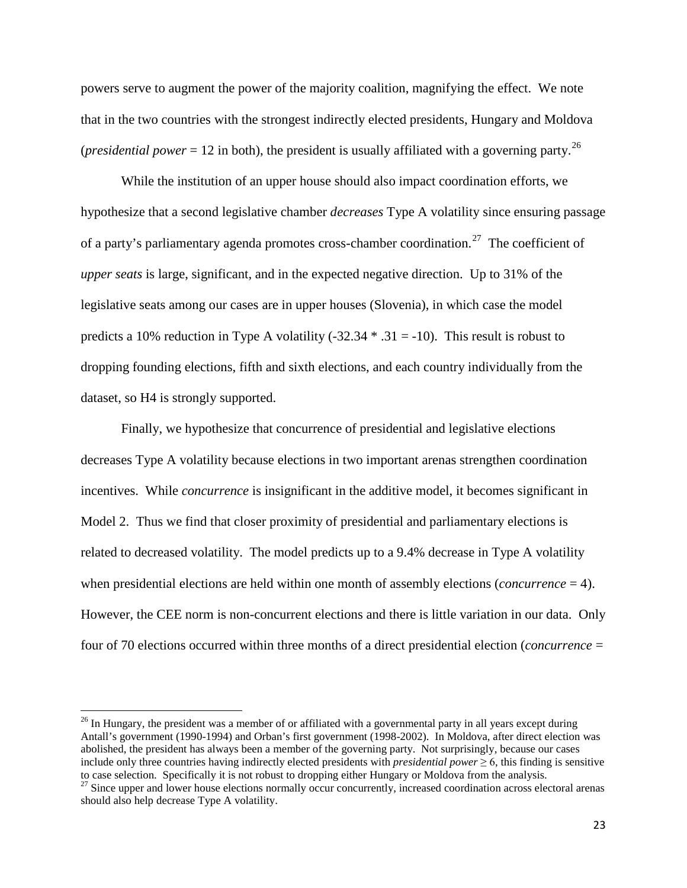powers serve to augment the power of the majority coalition, magnifying the effect. We note that in the two countries with the strongest indirectly elected presidents, Hungary and Moldova (*presidential power* = 12 in both), the president is usually affiliated with a governing party.[26]

While the institution of an upper house should also impact coordination efforts, we hypothesize that a second legislative chamber *decreases* Type A volatility since ensuring passage of a party's parliamentary agenda promotes cross-chamber coordination.[27] The coefficient of *upper seats* is large, significant, and in the expected negative direction. Up to 31% of the legislative seats among our cases are in upper houses (Slovenia), in which case the model predicts a 10% reduction in Type A volatility (-32.34 * .31 = -10). This result is robust to dropping founding elections, fifth and sixth elections, and each country individually from the dataset, so H4 is strongly supported.

Finally, we hypothesize that concurrence of presidential and legislative elections decreases Type A volatility because elections in two important arenas strengthen coordination incentives. While *concurrence* is insignificant in the additive model, it becomes significant in Model 2. Thus we find that closer proximity of presidential and parliamentary elections is related to decreased volatility. The model predicts up to a 9.4% decrease in Type A volatility when presidential elections are held within one month of assembly elections (*concurrence* = 4). However, the CEE norm is non-concurrent elections and there is little variation in our data. Only four of 70 elections occurred within three months of a direct presidential election (*concurrence* =

---

[26] In Hungary, the president was a member of or affiliated with a governmental party in all years except during Antall's government (1990-1994) and Orban's first government (1998-2002). In Moldova, after direct election was abolished, the president has always been a member of the governing party. Not surprisingly, because our cases include only three countries having indirectly elected presidents with *presidential power* $\geq 6$, this finding is sensitive to case selection. Specifically it is not robust to dropping either Hungary or Moldova from the analysis.

[27] Since upper and lower house elections normally occur concurrently, increased coordination across electoral arenas should also help decrease Type A volatility.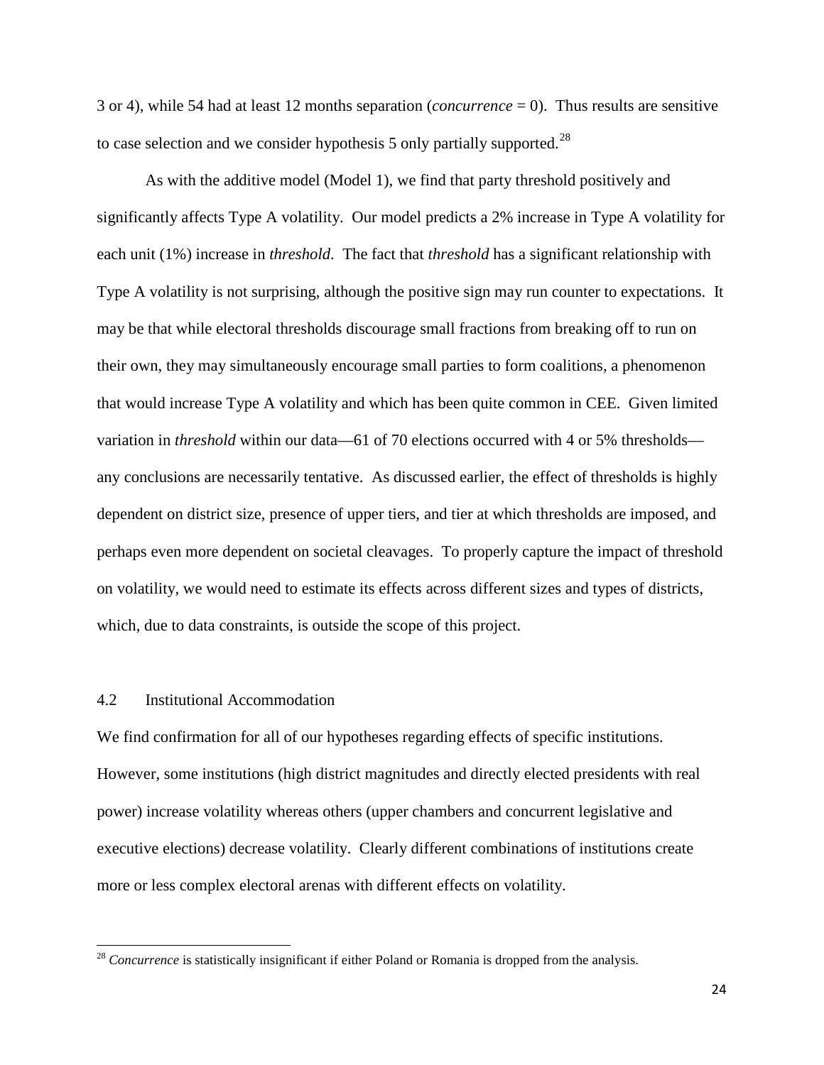3 or 4), while 54 had at least 12 months separation (*concurrence* = 0). Thus results are sensitive to case selection and we consider hypothesis 5 only partially supported.[28]

As with the additive model (Model 1), we find that party threshold positively and significantly affects Type A volatility. Our model predicts a 2% increase in Type A volatility for each unit (1%) increase in *threshold*. The fact that *threshold* has a significant relationship with Type A volatility is not surprising, although the positive sign may run counter to expectations. It may be that while electoral thresholds discourage small fractions from breaking off to run on their own, they may simultaneously encourage small parties to form coalitions, a phenomenon that would increase Type A volatility and which has been quite common in CEE. Given limited variation in *threshold* within our data—61 of 70 elections occurred with 4 or 5% thresholds—any conclusions are necessarily tentative. As discussed earlier, the effect of thresholds is highly dependent on district size, presence of upper tiers, and tier at which thresholds are imposed, and perhaps even more dependent on societal cleavages. To properly capture the impact of threshold on volatility, we would need to estimate its effects across different sizes and types of districts, which, due to data constraints, is outside the scope of this project.

### 4.2 Institutional Accommodation

We find confirmation for all of our hypotheses regarding effects of specific institutions. However, some institutions (high district magnitudes and directly elected presidents with real power) increase volatility whereas others (upper chambers and concurrent legislative and executive elections) decrease volatility. Clearly different combinations of institutions create more or less complex electoral arenas with different effects on volatility.

---

[28] *Concurrence* is statistically insignificant if either Poland or Romania is dropped from the analysis.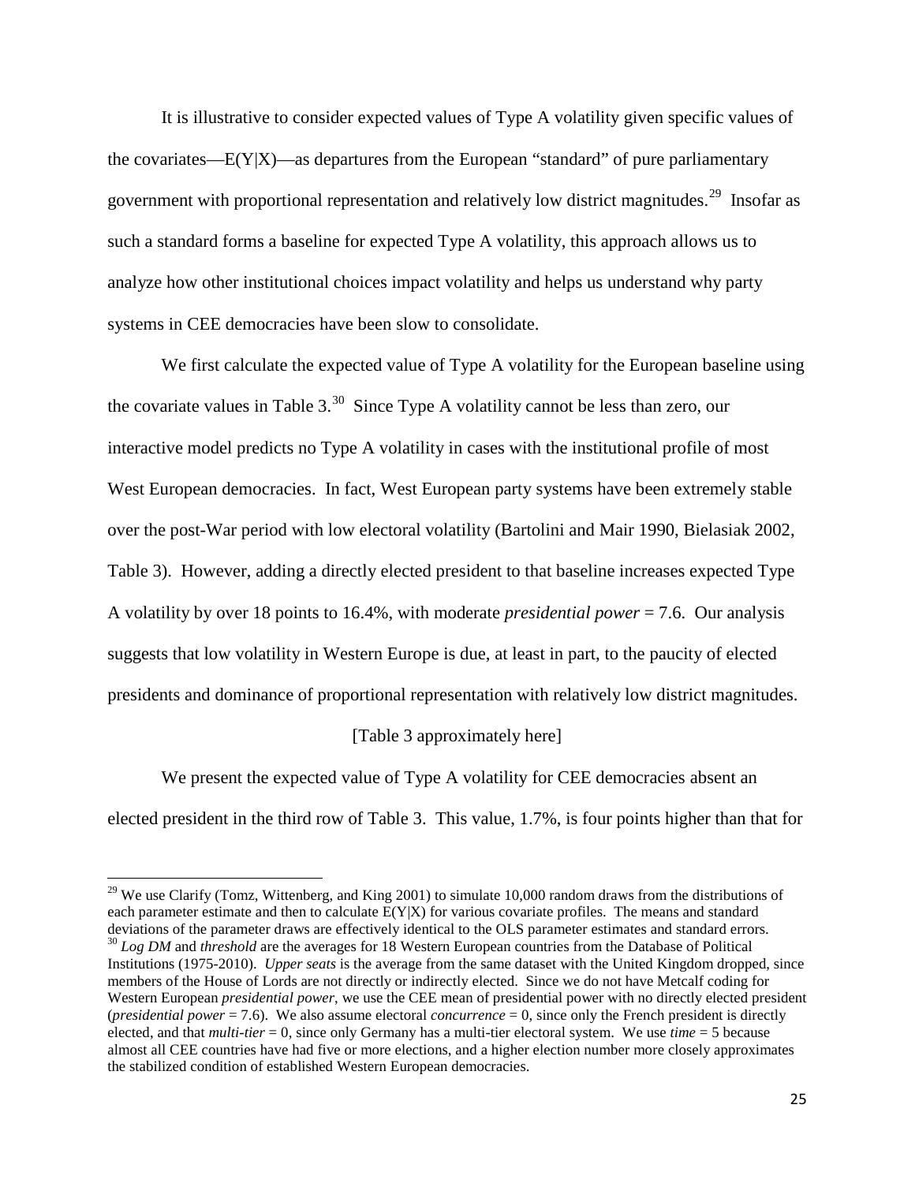It is illustrative to consider expected values of Type A volatility given specific values of the covariates—E(Y|X)—as departures from the European "standard" of pure parliamentary government with proportional representation and relatively low district magnitudes.[29] Insofar as such a standard forms a baseline for expected Type A volatility, this approach allows us to analyze how other institutional choices impact volatility and helps us understand why party systems in CEE democracies have been slow to consolidate.

We first calculate the expected value of Type A volatility for the European baseline using the covariate values in Table 3.[30] Since Type A volatility cannot be less than zero, our interactive model predicts no Type A volatility in cases with the institutional profile of most West European democracies. In fact, West European party systems have been extremely stable over the post-War period with low electoral volatility (Bartolini and Mair 1990, Bielasiak 2002, Table 3). However, adding a directly elected president to that baseline increases expected Type A volatility by over 18 points to 16.4%, with moderate *presidential power* = 7.6. Our analysis suggests that low volatility in Western Europe is due, at least in part, to the paucity of elected presidents and dominance of proportional representation with relatively low district magnitudes.

[Table 3 approximately here]

We present the expected value of Type A volatility for CEE democracies absent an elected president in the third row of Table 3. This value, 1.7%, is four points higher than that for

---

[29] We use Clarify (Tomz, Wittenberg, and King 2001) to simulate 10,000 random draws from the distributions of each parameter estimate and then to calculate E(Y|X) for various covariate profiles. The means and standard deviations of the parameter draws are effectively identical to the OLS parameter estimates and standard errors.

[30] *Log DM* and *threshold* are the averages for 18 Western European countries from the Database of Political Institutions (1975-2010). *Upper seats* is the average from the same dataset with the United Kingdom dropped, since members of the House of Lords are not directly or indirectly elected. Since we do not have Metcalf coding for Western European *presidential power*, we use the CEE mean of presidential power with no directly elected president (*presidential power* = 7.6). We also assume electoral *concurrence* = 0, since only the French president is directly elected, and that *multi-tier* = 0, since only Germany has a multi-tier electoral system. We use *time* = 5 because almost all CEE countries have had five or more elections, and a higher election number more closely approximates the stabilized condition of established Western European democracies.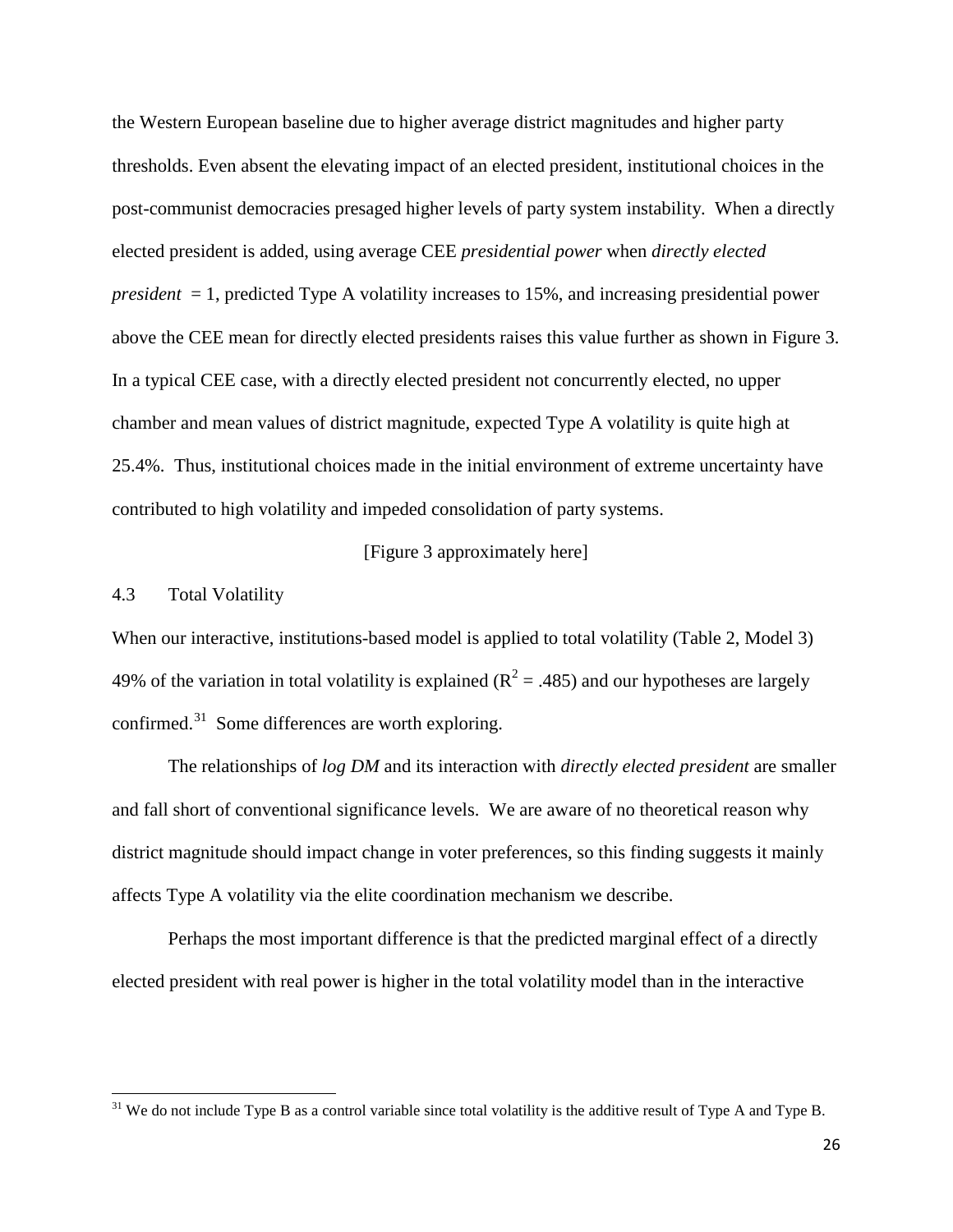the Western European baseline due to higher average district magnitudes and higher party thresholds. Even absent the elevating impact of an elected president, institutional choices in the post-communist democracies presaged higher levels of party system instability. When a directly elected president is added, using average CEE *presidential power* when *directly elected president* = 1, predicted Type A volatility increases to 15%, and increasing presidential power above the CEE mean for directly elected presidents raises this value further as shown in Figure 3. In a typical CEE case, with a directly elected president not concurrently elected, no upper chamber and mean values of district magnitude, expected Type A volatility is quite high at 25.4%. Thus, institutional choices made in the initial environment of extreme uncertainty have contributed to high volatility and impeded consolidation of party systems.

[Figure 3 approximately here]

### 4.3 Total Volatility

When our interactive, institutions-based model is applied to total volatility (Table 2, Model 3) 49% of the variation in total volatility is explained ($R^2$ = .485) and our hypotheses are largely confirmed.[31] Some differences are worth exploring.

The relationships of *log DM* and its interaction with *directly elected president* are smaller and fall short of conventional significance levels. We are aware of no theoretical reason why district magnitude should impact change in voter preferences, so this finding suggests it mainly affects Type A volatility via the elite coordination mechanism we describe.

Perhaps the most important difference is that the predicted marginal effect of a directly elected president with real power is higher in the total volatility model than in the interactive

[31] We do not include Type B as a control variable since total volatility is the additive result of Type A and Type B.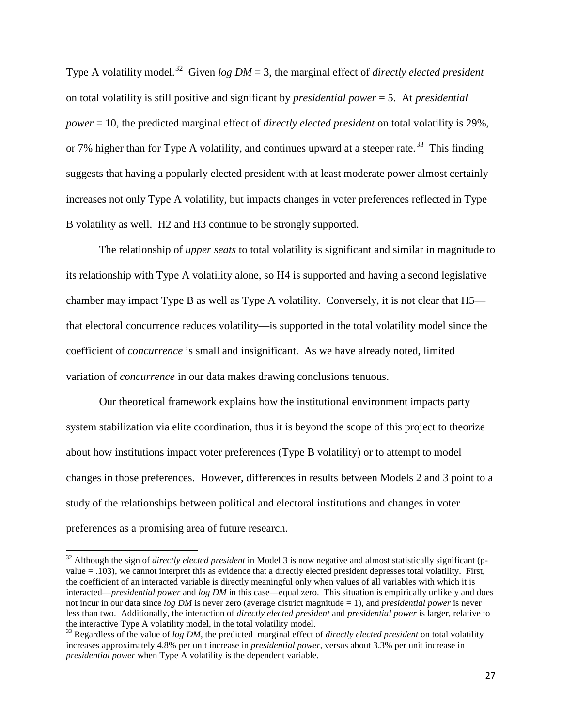Type A volatility model.[32] Given *log DM* = 3, the marginal effect of *directly elected president* on total volatility is still positive and significant by *presidential power* = 5. At *presidential power* = 10, the predicted marginal effect of *directly elected president* on total volatility is 29%, or 7% higher than for Type A volatility, and continues upward at a steeper rate.[33] This finding suggests that having a popularly elected president with at least moderate power almost certainly increases not only Type A volatility, but impacts changes in voter preferences reflected in Type B volatility as well. H2 and H3 continue to be strongly supported.

The relationship of *upper seats* to total volatility is significant and similar in magnitude to its relationship with Type A volatility alone, so H4 is supported and having a second legislative chamber may impact Type B as well as Type A volatility. Conversely, it is not clear that H5—that electoral concurrence reduces volatility—is supported in the total volatility model since the coefficient of *concurrence* is small and insignificant. As we have already noted, limited variation of *concurrence* in our data makes drawing conclusions tenuous.

Our theoretical framework explains how the institutional environment impacts party system stabilization via elite coordination, thus it is beyond the scope of this project to theorize about how institutions impact voter preferences (Type B volatility) or to attempt to model changes in those preferences. However, differences in results between Models 2 and 3 point to a study of the relationships between political and electoral institutions and changes in voter preferences as a promising area of future research.

---

[32] Although the sign of *directly elected president* in Model 3 is now negative and almost statistically significant (p-value = .103), we cannot interpret this as evidence that a directly elected president depresses total volatility. First, the coefficient of an interacted variable is directly meaningful only when values of all variables with which it is interacted—*presidential power* and *log DM* in this case—equal zero. This situation is empirically unlikely and does not incur in our data since *log DM* is never zero (average district magnitude = 1), and *presidential power* is never less than two. Additionally, the interaction of *directly elected president* and *presidential power* is larger, relative to the interactive Type A volatility model, in the total volatility model.

[33] Regardless of the value of *log DM*, the predicted marginal effect of *directly elected president* on total volatility increases approximately 4.8% per unit increase in *presidential power*, versus about 3.3% per unit increase in *presidential power* when Type A volatility is the dependent variable.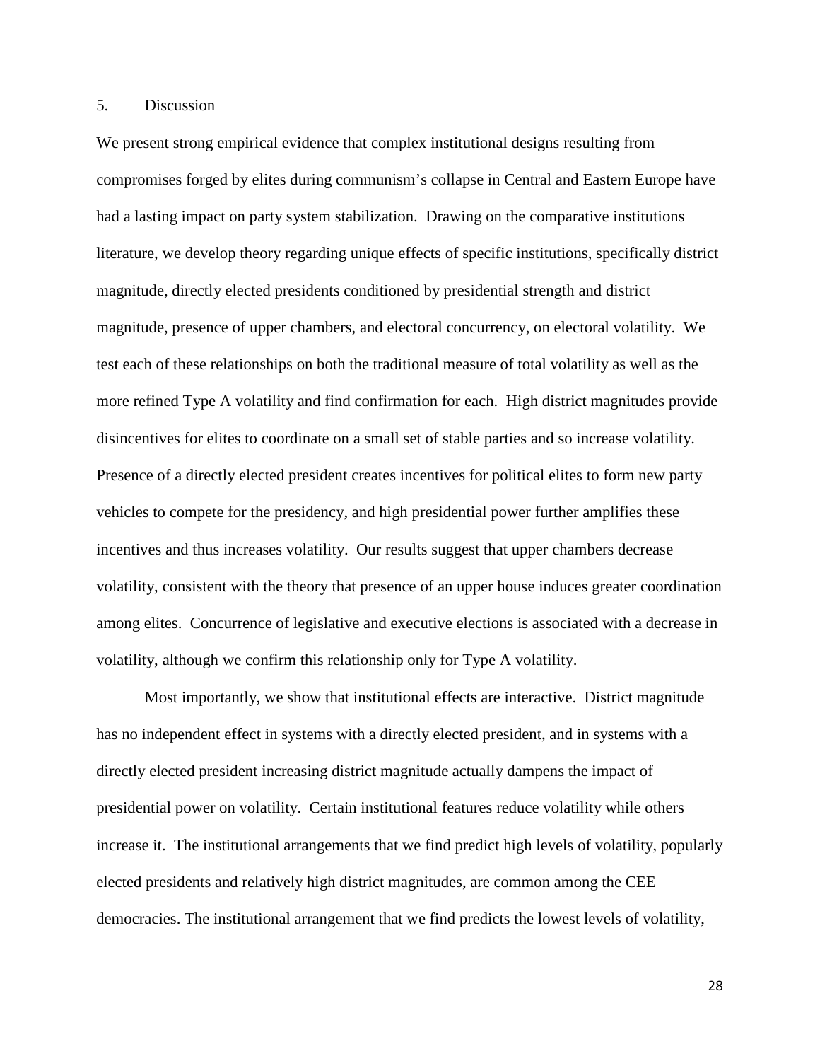## 5. Discussion

We present strong empirical evidence that complex institutional designs resulting from compromises forged by elites during communism's collapse in Central and Eastern Europe have had a lasting impact on party system stabilization. Drawing on the comparative institutions literature, we develop theory regarding unique effects of specific institutions, specifically district magnitude, directly elected presidents conditioned by presidential strength and district magnitude, presence of upper chambers, and electoral concurrency, on electoral volatility. We test each of these relationships on both the traditional measure of total volatility as well as the more refined Type A volatility and find confirmation for each. High district magnitudes provide disincentives for elites to coordinate on a small set of stable parties and so increase volatility. Presence of a directly elected president creates incentives for political elites to form new party vehicles to compete for the presidency, and high presidential power further amplifies these incentives and thus increases volatility. Our results suggest that upper chambers decrease volatility, consistent with the theory that presence of an upper house induces greater coordination among elites. Concurrence of legislative and executive elections is associated with a decrease in volatility, although we confirm this relationship only for Type A volatility.

Most importantly, we show that institutional effects are interactive. District magnitude has no independent effect in systems with a directly elected president, and in systems with a directly elected president increasing district magnitude actually dampens the impact of presidential power on volatility. Certain institutional features reduce volatility while others increase it. The institutional arrangements that we find predict high levels of volatility, popularly elected presidents and relatively high district magnitudes, are common among the CEE democracies. The institutional arrangement that we find predicts the lowest levels of volatility,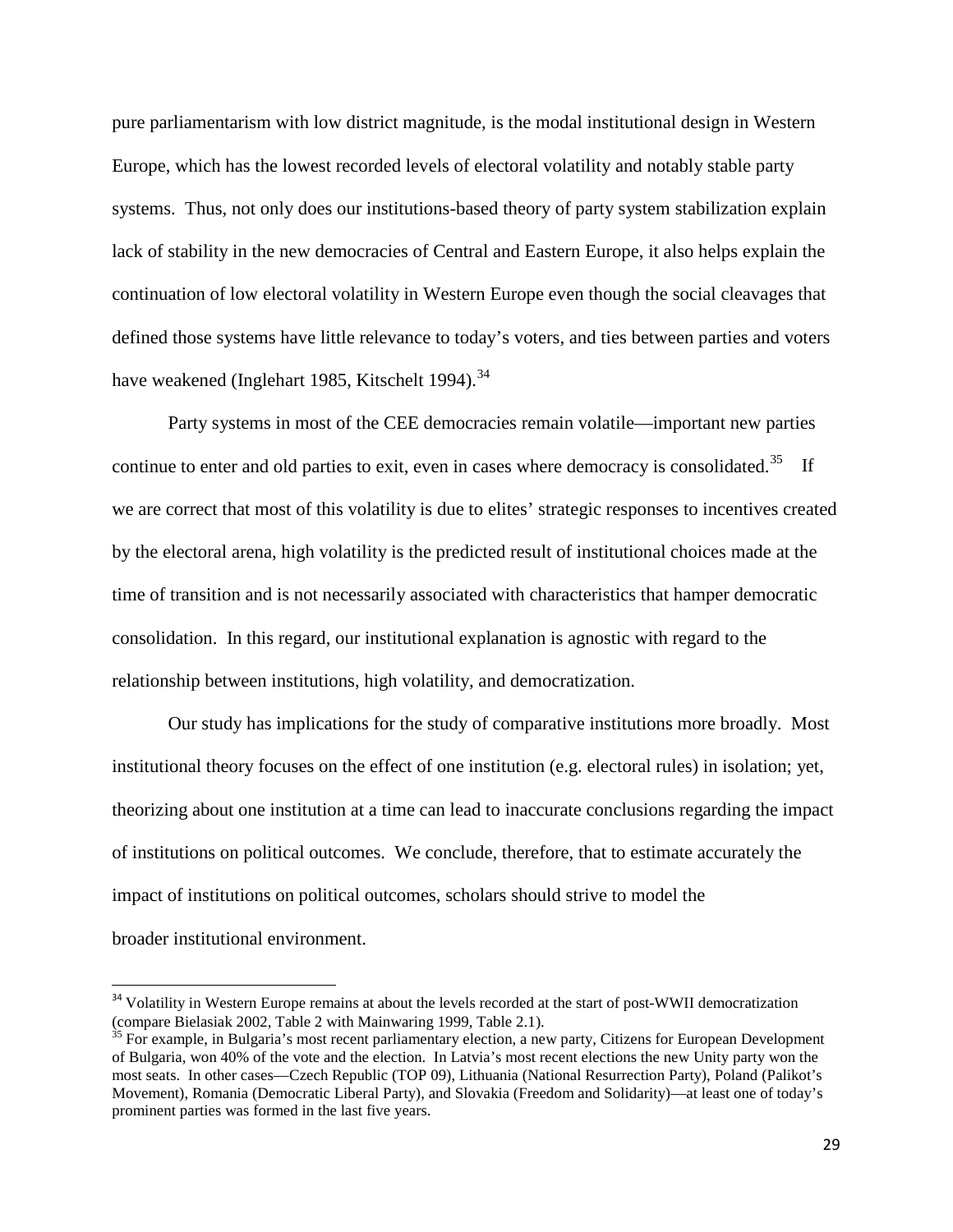pure parliamentarism with low district magnitude, is the modal institutional design in Western Europe, which has the lowest recorded levels of electoral volatility and notably stable party systems. Thus, not only does our institutions-based theory of party system stabilization explain lack of stability in the new democracies of Central and Eastern Europe, it also helps explain the continuation of low electoral volatility in Western Europe even though the social cleavages that defined those systems have little relevance to today's voters, and ties between parties and voters have weakened (Inglehart 1985, Kitschelt 1994).[34]

Party systems in most of the CEE democracies remain volatile—important new parties continue to enter and old parties to exit, even in cases where democracy is consolidated.[35] If we are correct that most of this volatility is due to elites' strategic responses to incentives created by the electoral arena, high volatility is the predicted result of institutional choices made at the time of transition and is not necessarily associated with characteristics that hamper democratic consolidation. In this regard, our institutional explanation is agnostic with regard to the relationship between institutions, high volatility, and democratization.

Our study has implications for the study of comparative institutions more broadly. Most institutional theory focuses on the effect of one institution (e.g. electoral rules) in isolation; yet, theorizing about one institution at a time can lead to inaccurate conclusions regarding the impact of institutions on political outcomes. We conclude, therefore, that to estimate accurately the impact of institutions on political outcomes, scholars should strive to model the broader institutional environment.

---

[34] Volatility in Western Europe remains at about the levels recorded at the start of post-WWII democratization (compare Bielasiak 2002, Table 2 with Mainwaring 1999, Table 2.1).

[35] For example, in Bulgaria's most recent parliamentary election, a new party, Citizens for European Development of Bulgaria, won 40% of the vote and the election. In Latvia's most recent elections the new Unity party won the most seats. In other cases—Czech Republic (TOP 09), Lithuania (National Resurrection Party), Poland (Palikot's Movement), Romania (Democratic Liberal Party), and Slovakia (Freedom and Solidarity)—at least one of today's prominent parties was formed in the last five years.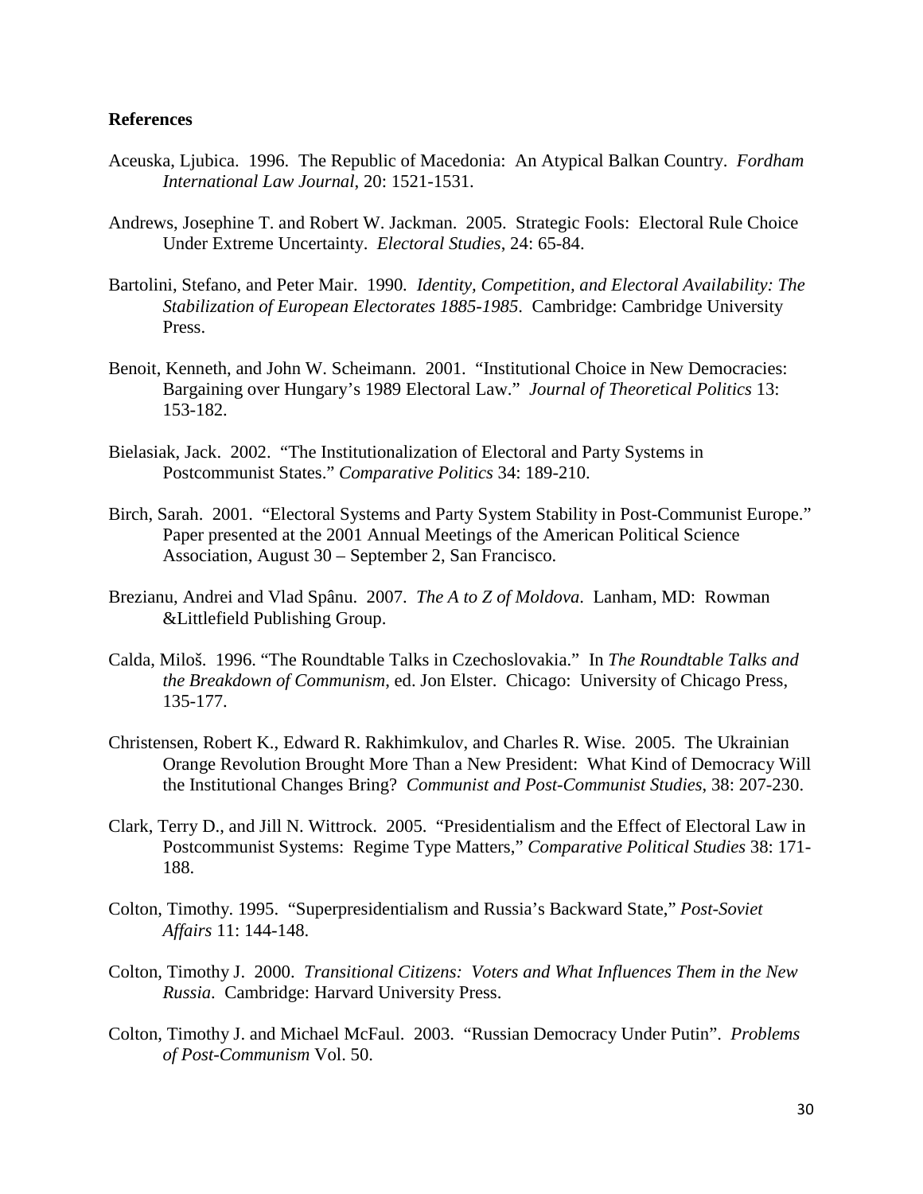**References**

Aceuska, Ljubica. 1996. The Republic of Macedonia: An Atypical Balkan Country. *Fordham International Law Journal*, 20: 1521-1531.

Andrews, Josephine T. and Robert W. Jackman. 2005. Strategic Fools: Electoral Rule Choice Under Extreme Uncertainty. *Electoral Studies*, 24: 65-84.

Bartolini, Stefano, and Peter Mair. 1990. *Identity, Competition, and Electoral Availability: The Stabilization of European Electorates 1885-1985*. Cambridge: Cambridge University Press.

Benoit, Kenneth, and John W. Scheimann. 2001. "Institutional Choice in New Democracies: Bargaining over Hungary's 1989 Electoral Law." *Journal of Theoretical Politics* 13: 153-182.

Bielasiak, Jack. 2002. "The Institutionalization of Electoral and Party Systems in Postcommunist States." *Comparative Politics* 34: 189-210.

Birch, Sarah. 2001. "Electoral Systems and Party System Stability in Post-Communist Europe." Paper presented at the 2001 Annual Meetings of the American Political Science Association, August 30 – September 2, San Francisco.

Brezianu, Andrei and Vlad Spânu. 2007. *The A to Z of Moldova*. Lanham, MD: Rowman &Littlefield Publishing Group.

Calda, Miloš. 1996. "The Roundtable Talks in Czechoslovakia." In *The Roundtable Talks and the Breakdown of Communism*, ed. Jon Elster. Chicago: University of Chicago Press, 135-177.

Christensen, Robert K., Edward R. Rakhimkulov, and Charles R. Wise. 2005. The Ukrainian Orange Revolution Brought More Than a New President: What Kind of Democracy Will the Institutional Changes Bring? *Communist and Post-Communist Studies*, 38: 207-230.

Clark, Terry D., and Jill N. Wittrock. 2005. "Presidentialism and the Effect of Electoral Law in Postcommunist Systems: Regime Type Matters," *Comparative Political Studies* 38: 171-188.

Colton, Timothy. 1995. "Superpresidentialism and Russia's Backward State," *Post-Soviet Affairs* 11: 144-148.

Colton, Timothy J. 2000. *Transitional Citizens: Voters and What Influences Them in the New Russia*. Cambridge: Harvard University Press.

Colton, Timothy J. and Michael McFaul. 2003. "Russian Democracy Under Putin". *Problems of Post-Communism* Vol. 50.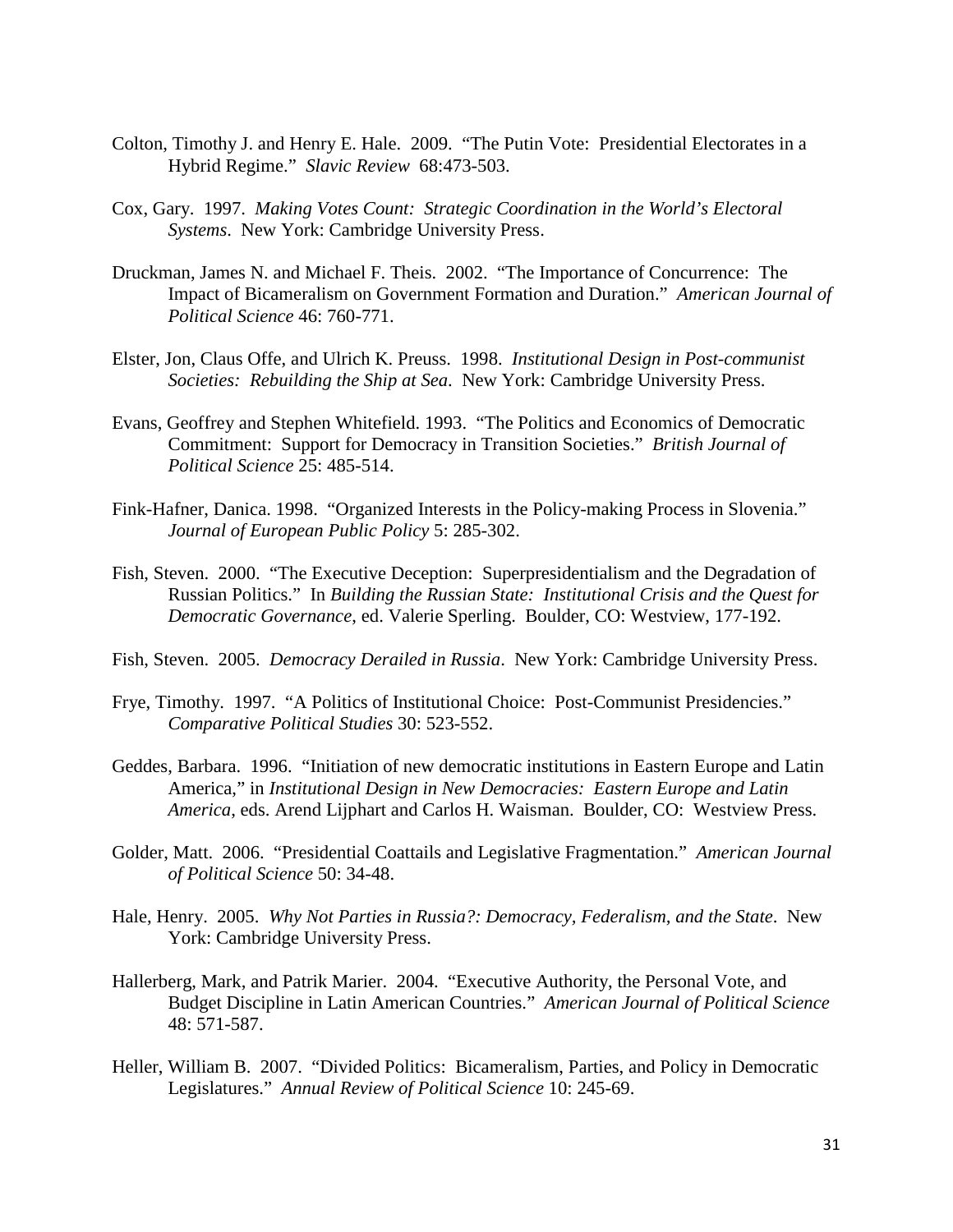Colton, Timothy J. and Henry E. Hale. 2009. "The Putin Vote: Presidential Electorates in a Hybrid Regime." *Slavic Review* 68:473-503.

Cox, Gary. 1997. *Making Votes Count: Strategic Coordination in the World's Electoral Systems*. New York: Cambridge University Press.

Druckman, James N. and Michael F. Theis. 2002. "The Importance of Concurrence: The Impact of Bicameralism on Government Formation and Duration." *American Journal of Political Science* 46: 760-771.

Elster, Jon, Claus Offe, and Ulrich K. Preuss. 1998. *Institutional Design in Post-communist Societies: Rebuilding the Ship at Sea*. New York: Cambridge University Press.

Evans, Geoffrey and Stephen Whitefield. 1993. "The Politics and Economics of Democratic Commitment: Support for Democracy in Transition Societies." *British Journal of Political Science* 25: 485-514.

Fink-Hafner, Danica. 1998. "Organized Interests in the Policy-making Process in Slovenia." *Journal of European Public Policy* 5: 285-302.

Fish, Steven. 2000. "The Executive Deception: Superpresidentialism and the Degradation of Russian Politics." In *Building the Russian State: Institutional Crisis and the Quest for Democratic Governance*, ed. Valerie Sperling. Boulder, CO: Westview, 177-192.

Fish, Steven. 2005. *Democracy Derailed in Russia*. New York: Cambridge University Press.

Frye, Timothy. 1997. "A Politics of Institutional Choice: Post-Communist Presidencies." *Comparative Political Studies* 30: 523-552.

Geddes, Barbara. 1996. "Initiation of new democratic institutions in Eastern Europe and Latin America," in *Institutional Design in New Democracies: Eastern Europe and Latin America*, eds. Arend Lijphart and Carlos H. Waisman. Boulder, CO: Westview Press.

Golder, Matt. 2006. "Presidential Coattails and Legislative Fragmentation." *American Journal of Political Science* 50: 34-48.

Hale, Henry. 2005. *Why Not Parties in Russia?: Democracy, Federalism, and the State*. New York: Cambridge University Press.

Hallerberg, Mark, and Patrik Marier. 2004. "Executive Authority, the Personal Vote, and Budget Discipline in Latin American Countries." *American Journal of Political Science* 48: 571-587.

Heller, William B. 2007. "Divided Politics: Bicameralism, Parties, and Policy in Democratic Legislatures." *Annual Review of Political Science* 10: 245-69.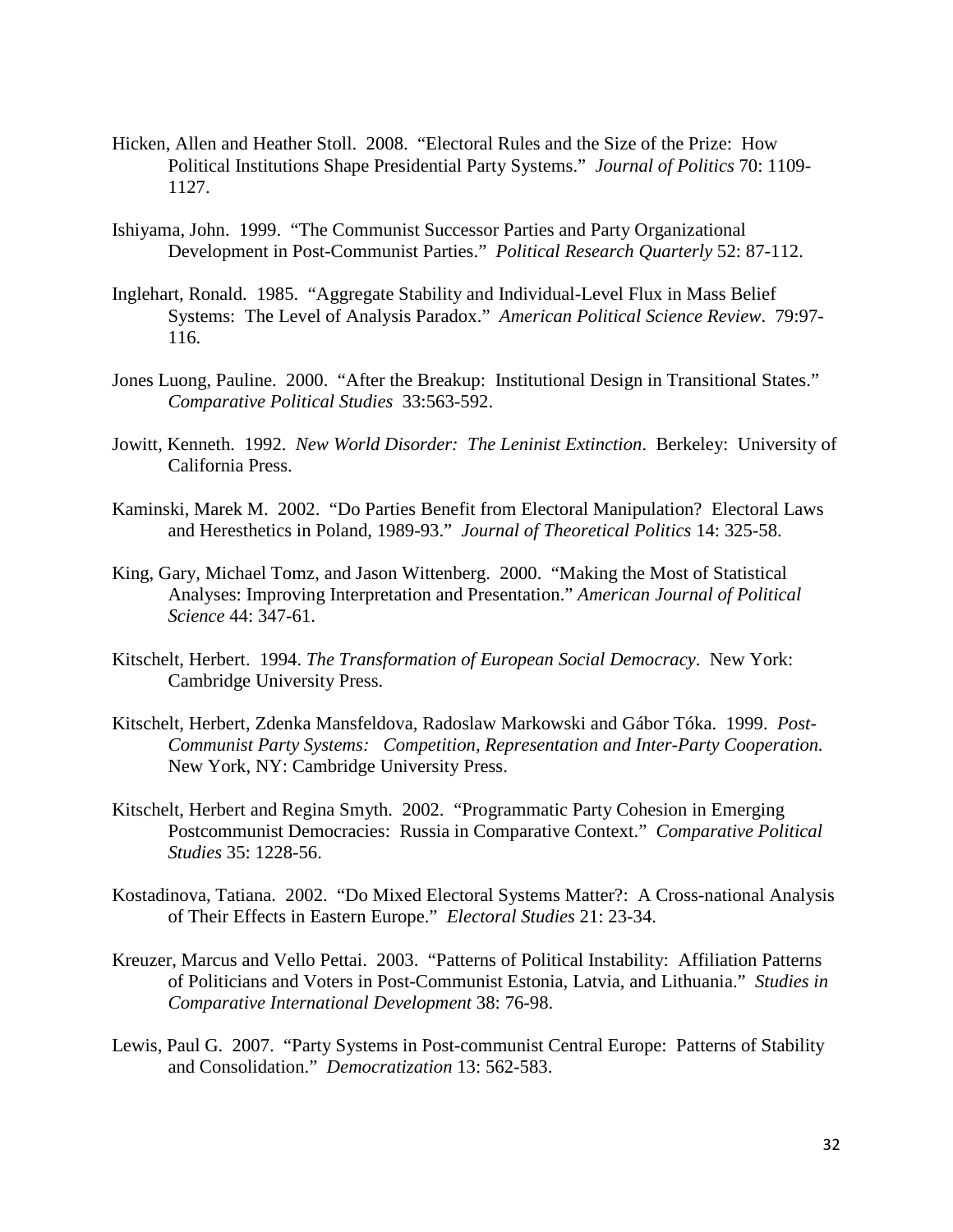Hicken, Allen and Heather Stoll. 2008. "Electoral Rules and the Size of the Prize: How Political Institutions Shape Presidential Party Systems." *Journal of Politics* 70: 1109-1127.

Ishiyama, John. 1999. "The Communist Successor Parties and Party Organizational Development in Post-Communist Parties." *Political Research Quarterly* 52: 87-112.

Inglehart, Ronald. 1985. "Aggregate Stability and Individual-Level Flux in Mass Belief Systems: The Level of Analysis Paradox." *American Political Science Review*. 79:97-116.

Jones Luong, Pauline. 2000. "After the Breakup: Institutional Design in Transitional States." *Comparative Political Studies* 33:563-592.

Jowitt, Kenneth. 1992. *New World Disorder: The Leninist Extinction*. Berkeley: University of California Press.

Kaminski, Marek M. 2002. "Do Parties Benefit from Electoral Manipulation? Electoral Laws and Heresthetics in Poland, 1989-93." *Journal of Theoretical Politics* 14: 325-58.

King, Gary, Michael Tomz, and Jason Wittenberg. 2000. "Making the Most of Statistical Analyses: Improving Interpretation and Presentation." *American Journal of Political Science* 44: 347-61.

Kitschelt, Herbert. 1994. *The Transformation of European Social Democracy*. New York: Cambridge University Press.

Kitschelt, Herbert, Zdenka Mansfeldova, Radoslaw Markowski and Gábor Tóka. 1999. *Post-Communist Party Systems: Competition, Representation and Inter-Party Cooperation.* New York, NY: Cambridge University Press.

Kitschelt, Herbert and Regina Smyth. 2002. "Programmatic Party Cohesion in Emerging Postcommunist Democracies: Russia in Comparative Context." *Comparative Political Studies* 35: 1228-56.

Kostadinova, Tatiana. 2002. "Do Mixed Electoral Systems Matter?: A Cross-national Analysis of Their Effects in Eastern Europe." *Electoral Studies* 21: 23-34.

Kreuzer, Marcus and Vello Pettai. 2003. "Patterns of Political Instability: Affiliation Patterns of Politicians and Voters in Post-Communist Estonia, Latvia, and Lithuania." *Studies in Comparative International Development* 38: 76-98.

Lewis, Paul G. 2007. "Party Systems in Post-communist Central Europe: Patterns of Stability and Consolidation." *Democratization* 13: 562-583.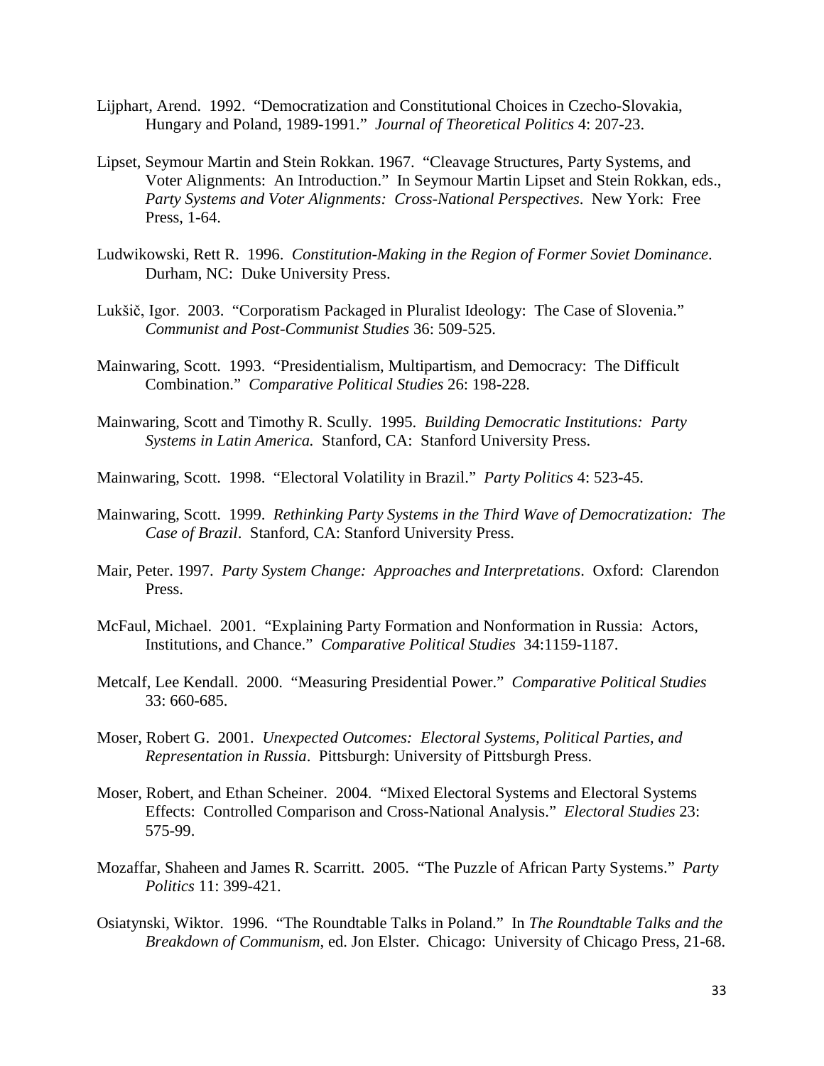Lijphart, Arend. 1992. "Democratization and Constitutional Choices in Czecho-Slovakia, Hungary and Poland, 1989-1991." *Journal of Theoretical Politics* 4: 207-23.

Lipset, Seymour Martin and Stein Rokkan. 1967. "Cleavage Structures, Party Systems, and Voter Alignments: An Introduction." In Seymour Martin Lipset and Stein Rokkan, eds., *Party Systems and Voter Alignments: Cross-National Perspectives*. New York: Free Press, 1-64.

Ludwikowski, Rett R. 1996. *Constitution-Making in the Region of Former Soviet Dominance*. Durham, NC: Duke University Press.

Lukšič, Igor. 2003. "Corporatism Packaged in Pluralist Ideology: The Case of Slovenia." *Communist and Post-Communist Studies* 36: 509-525.

Mainwaring, Scott. 1993. "Presidentialism, Multipartism, and Democracy: The Difficult Combination." *Comparative Political Studies* 26: 198-228.

Mainwaring, Scott and Timothy R. Scully. 1995. *Building Democratic Institutions: Party Systems in Latin America.* Stanford, CA: Stanford University Press.

Mainwaring, Scott. 1998. "Electoral Volatility in Brazil." *Party Politics* 4: 523-45.

Mainwaring, Scott. 1999. *Rethinking Party Systems in the Third Wave of Democratization: The Case of Brazil*. Stanford, CA: Stanford University Press.

Mair, Peter. 1997. *Party System Change: Approaches and Interpretations*. Oxford: Clarendon Press.

McFaul, Michael. 2001. "Explaining Party Formation and Nonformation in Russia: Actors, Institutions, and Chance." *Comparative Political Studies* 34:1159-1187.

Metcalf, Lee Kendall. 2000. "Measuring Presidential Power." *Comparative Political Studies* 33: 660-685.

Moser, Robert G. 2001. *Unexpected Outcomes: Electoral Systems, Political Parties, and Representation in Russia*. Pittsburgh: University of Pittsburgh Press.

Moser, Robert, and Ethan Scheiner. 2004. "Mixed Electoral Systems and Electoral Systems Effects: Controlled Comparison and Cross-National Analysis." *Electoral Studies* 23: 575-99.

Mozaffar, Shaheen and James R. Scarritt. 2005. "The Puzzle of African Party Systems." *Party Politics* 11: 399-421.

Osiatynski, Wiktor. 1996. "The Roundtable Talks in Poland." In *The Roundtable Talks and the Breakdown of Communism*, ed. Jon Elster. Chicago: University of Chicago Press, 21-68.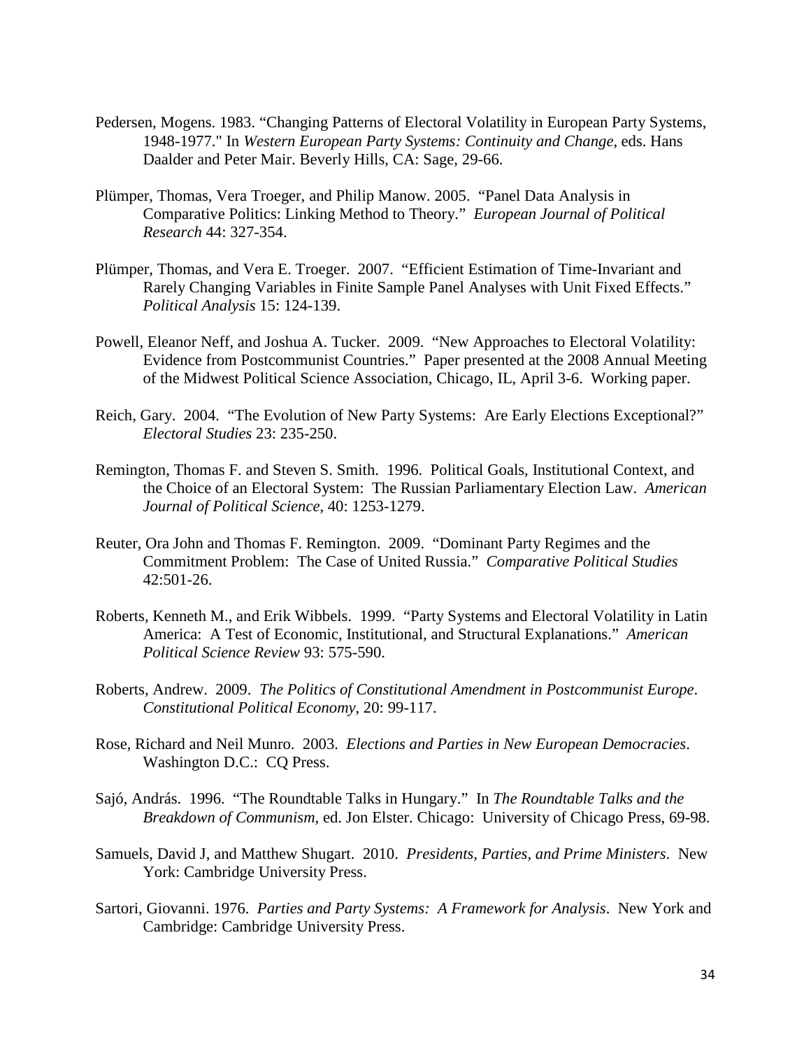Pedersen, Mogens. 1983. "Changing Patterns of Electoral Volatility in European Party Systems, 1948-1977." In *Western European Party Systems: Continuity and Change*, eds. Hans Daalder and Peter Mair. Beverly Hills, CA: Sage, 29-66.

Plümper, Thomas, Vera Troeger, and Philip Manow. 2005. "Panel Data Analysis in Comparative Politics: Linking Method to Theory." *European Journal of Political Research* 44: 327-354.

Plümper, Thomas, and Vera E. Troeger. 2007. "Efficient Estimation of Time-Invariant and Rarely Changing Variables in Finite Sample Panel Analyses with Unit Fixed Effects." *Political Analysis* 15: 124-139.

Powell, Eleanor Neff, and Joshua A. Tucker. 2009. "New Approaches to Electoral Volatility: Evidence from Postcommunist Countries." Paper presented at the 2008 Annual Meeting of the Midwest Political Science Association, Chicago, IL, April 3-6. Working paper.

Reich, Gary. 2004. "The Evolution of New Party Systems: Are Early Elections Exceptional?" *Electoral Studies* 23: 235-250.

Remington, Thomas F. and Steven S. Smith. 1996. Political Goals, Institutional Context, and the Choice of an Electoral System: The Russian Parliamentary Election Law. *American Journal of Political Science*, 40: 1253-1279.

Reuter, Ora John and Thomas F. Remington. 2009. "Dominant Party Regimes and the Commitment Problem: The Case of United Russia." *Comparative Political Studies* 42:501-26.

Roberts, Kenneth M., and Erik Wibbels. 1999. "Party Systems and Electoral Volatility in Latin America: A Test of Economic, Institutional, and Structural Explanations." *American Political Science Review* 93: 575-590.

Roberts, Andrew. 2009. *The Politics of Constitutional Amendment in Postcommunist Europe*. *Constitutional Political Economy*, 20: 99-117.

Rose, Richard and Neil Munro. 2003. *Elections and Parties in New European Democracies*. Washington D.C.: CQ Press.

Sajó, András. 1996. "The Roundtable Talks in Hungary." In *The Roundtable Talks and the Breakdown of Communism*, ed. Jon Elster. Chicago: University of Chicago Press, 69-98.

Samuels, David J, and Matthew Shugart. 2010. *Presidents, Parties, and Prime Ministers*. New York: Cambridge University Press.

Sartori, Giovanni. 1976. *Parties and Party Systems: A Framework for Analysis*. New York and Cambridge: Cambridge University Press.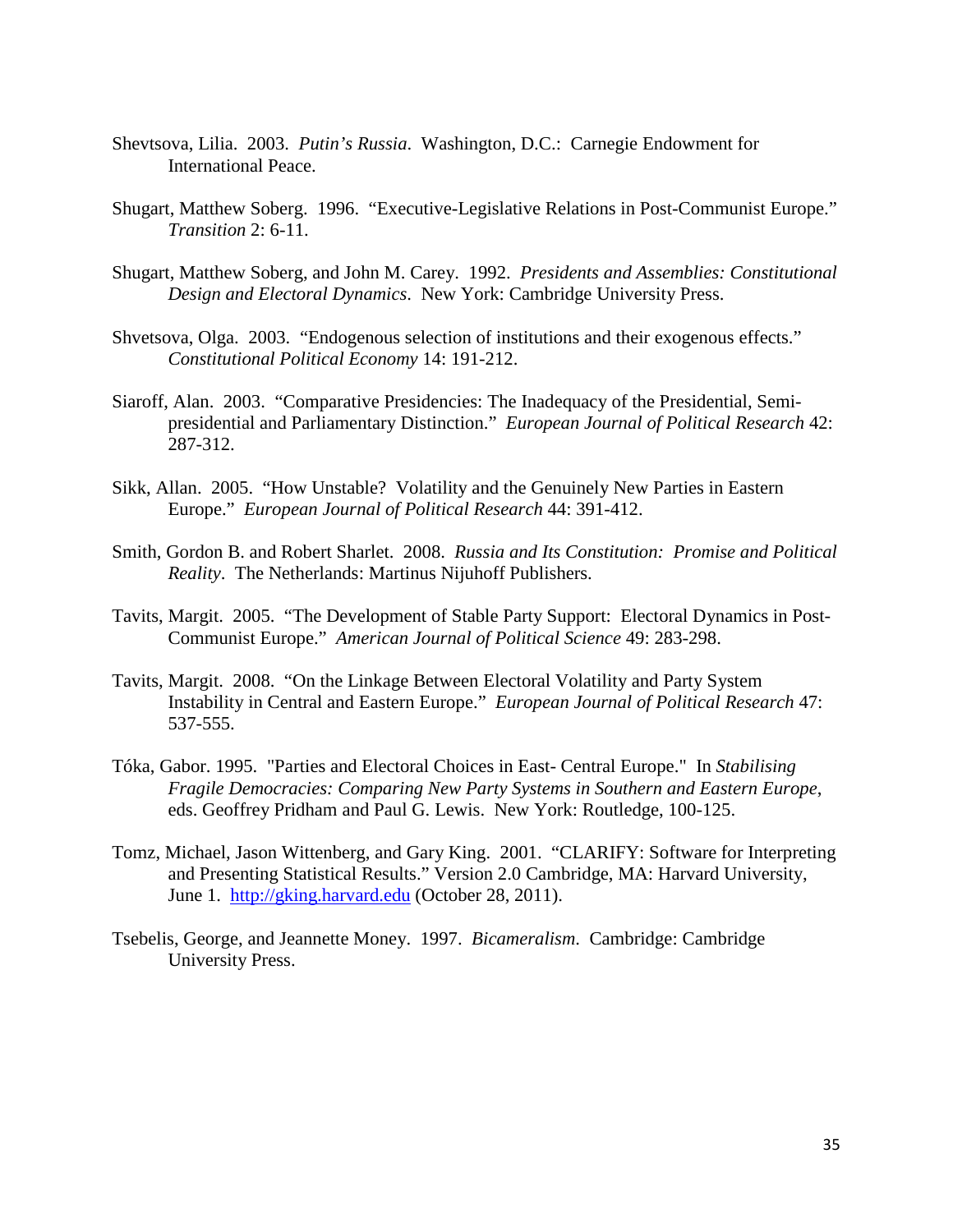Shevtsova, Lilia. 2003. *Putin's Russia*. Washington, D.C.: Carnegie Endowment for International Peace.

Shugart, Matthew Soberg. 1996. "Executive-Legislative Relations in Post-Communist Europe." *Transition* 2: 6-11.

Shugart, Matthew Soberg, and John M. Carey. 1992. *Presidents and Assemblies: Constitutional Design and Electoral Dynamics*. New York: Cambridge University Press.

Shvetsova, Olga. 2003. "Endogenous selection of institutions and their exogenous effects." *Constitutional Political Economy* 14: 191-212.

Siaroff, Alan. 2003. "Comparative Presidencies: The Inadequacy of the Presidential, Semi-presidential and Parliamentary Distinction." *European Journal of Political Research* 42: 287-312.

Sikk, Allan. 2005. "How Unstable? Volatility and the Genuinely New Parties in Eastern Europe." *European Journal of Political Research* 44: 391-412.

Smith, Gordon B. and Robert Sharlet. 2008. *Russia and Its Constitution: Promise and Political Reality*. The Netherlands: Martinus Nijuhoff Publishers.

Tavits, Margit. 2005. "The Development of Stable Party Support: Electoral Dynamics in Post-Communist Europe." *American Journal of Political Science* 49: 283-298.

Tavits, Margit. 2008. "On the Linkage Between Electoral Volatility and Party System Instability in Central and Eastern Europe." *European Journal of Political Research* 47: 537-555.

Tóka, Gabor. 1995. "Parties and Electoral Choices in East- Central Europe." In *Stabilising Fragile Democracies: Comparing New Party Systems in Southern and Eastern Europe*, eds. Geoffrey Pridham and Paul G. Lewis. New York: Routledge, 100-125.

Tomz, Michael, Jason Wittenberg, and Gary King. 2001. "CLARIFY: Software for Interpreting and Presenting Statistical Results." Version 2.0 Cambridge, MA: Harvard University, June 1. http://gking.harvard.edu (October 28, 2011).

Tsebelis, George, and Jeannette Money. 1997. *Bicameralism*. Cambridge: Cambridge University Press.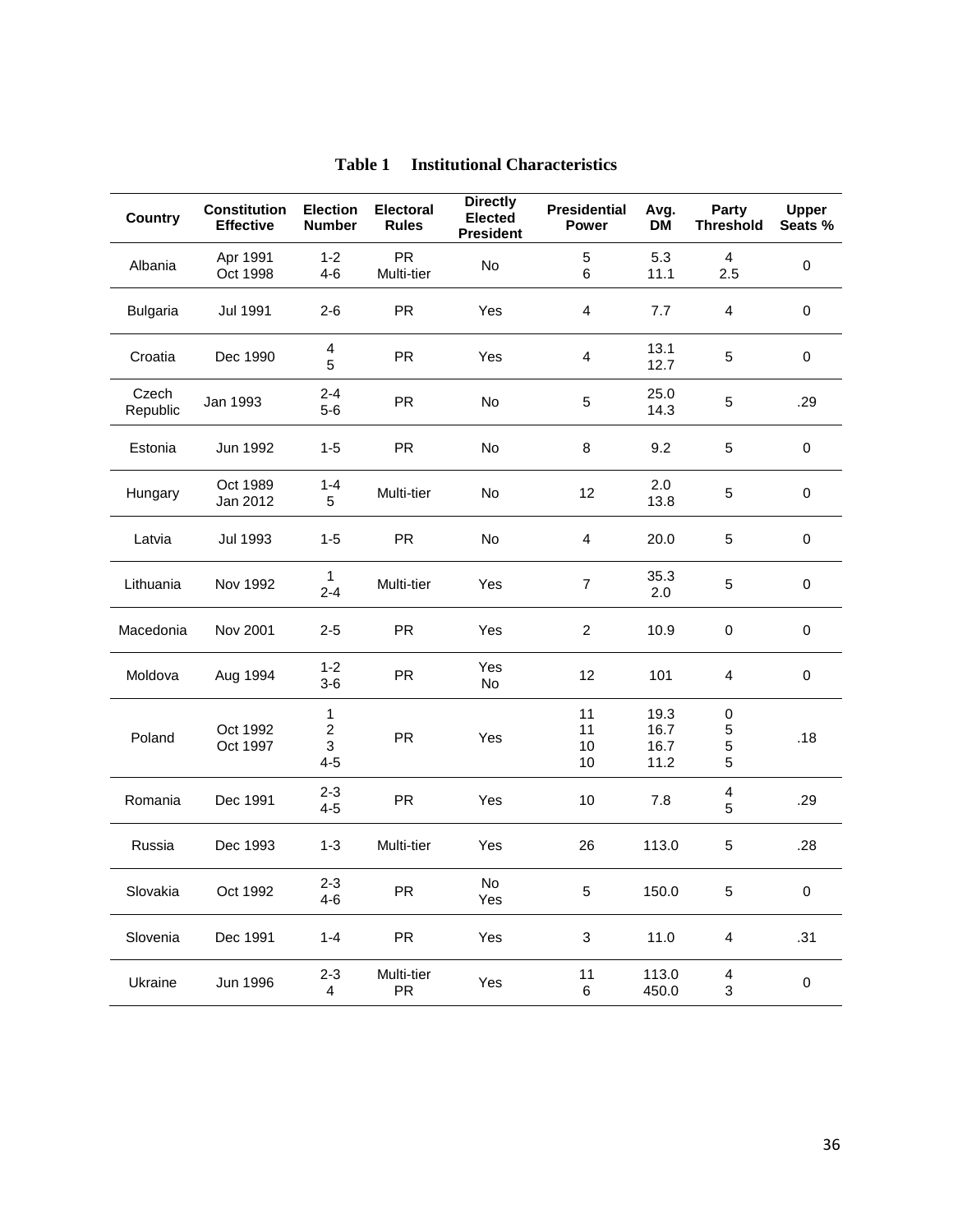**Table 1 Institutional Characteristics**

| Country | Constitution Effective | Election Number | Electoral Rules | Directly Elected President | Presidential Power | Avg. DM | Party Threshold | Upper Seats % |
|---|---|---|---|---|---|---|---|---|
| Albania | Apr 1991<br>Oct 1998 | 1-2<br>4-6 | PR<br>Multi-tier | No | 5<br>6 | 5.3<br>11.1 | 4<br>2.5 | 0 |
| Bulgaria | Jul 1991 | 2-6 | PR | Yes | 4 | 7.7 | 4 | 0 |
| Croatia | Dec 1990 | 4<br>5 | PR | Yes | 4 | 13.1<br>12.7 | 5 | 0 |
| Czech Republic | Jan 1993 | 2-4<br>5-6 | PR | No | 5 | 25.0<br>14.3 | 5 | .29 |
| Estonia | Jun 1992 | 1-5 | PR | No | 8 | 9.2 | 5 | 0 |
| Hungary | Oct 1989<br>Jan 2012 | 1-4<br>5 | Multi-tier | No | 12 | 2.0<br>13.8 | 5 | 0 |
| Latvia | Jul 1993 | 1-5 | PR | No | 4 | 20.0 | 5 | 0 |
| Lithuania | Nov 1992 | 1<br>2-4 | Multi-tier | Yes | 7 | 35.3<br>2.0 | 5 | 0 |
| Macedonia | Nov 2001 | 2-5 | PR | Yes | 2 | 10.9 | 0 | 0 |
| Moldova | Aug 1994 | 1-2<br>3-6 | PR | Yes<br>No | 12 | 101 | 4 | 0 |
| Poland | Oct 1992<br>Oct 1997 | 1<br>2<br>3<br>4-5 | PR | Yes | 11<br>11<br>10<br>10 | 19.3<br>16.7<br>16.7<br>11.2 | 0<br>5<br>5<br>5 | .18 |
| Romania | Dec 1991 | 2-3<br>4-5 | PR | Yes | 10 | 7.8 | 4<br>5 | .29 |
| Russia | Dec 1993 | 1-3 | Multi-tier | Yes | 26 | 113.0 | 5 | .28 |
| Slovakia | Oct 1992 | 2-3<br>4-6 | PR | No<br>Yes | 5 | 150.0 | 5 | 0 |
| Slovenia | Dec 1991 | 1-4 | PR | Yes | 3 | 11.0 | 4 | .31 |
| Ukraine | Jun 1996 | 2-3<br>4 | Multi-tier<br>PR | Yes | 11<br>6 | 113.0<br>450.0 | 4<br>3 | 0 |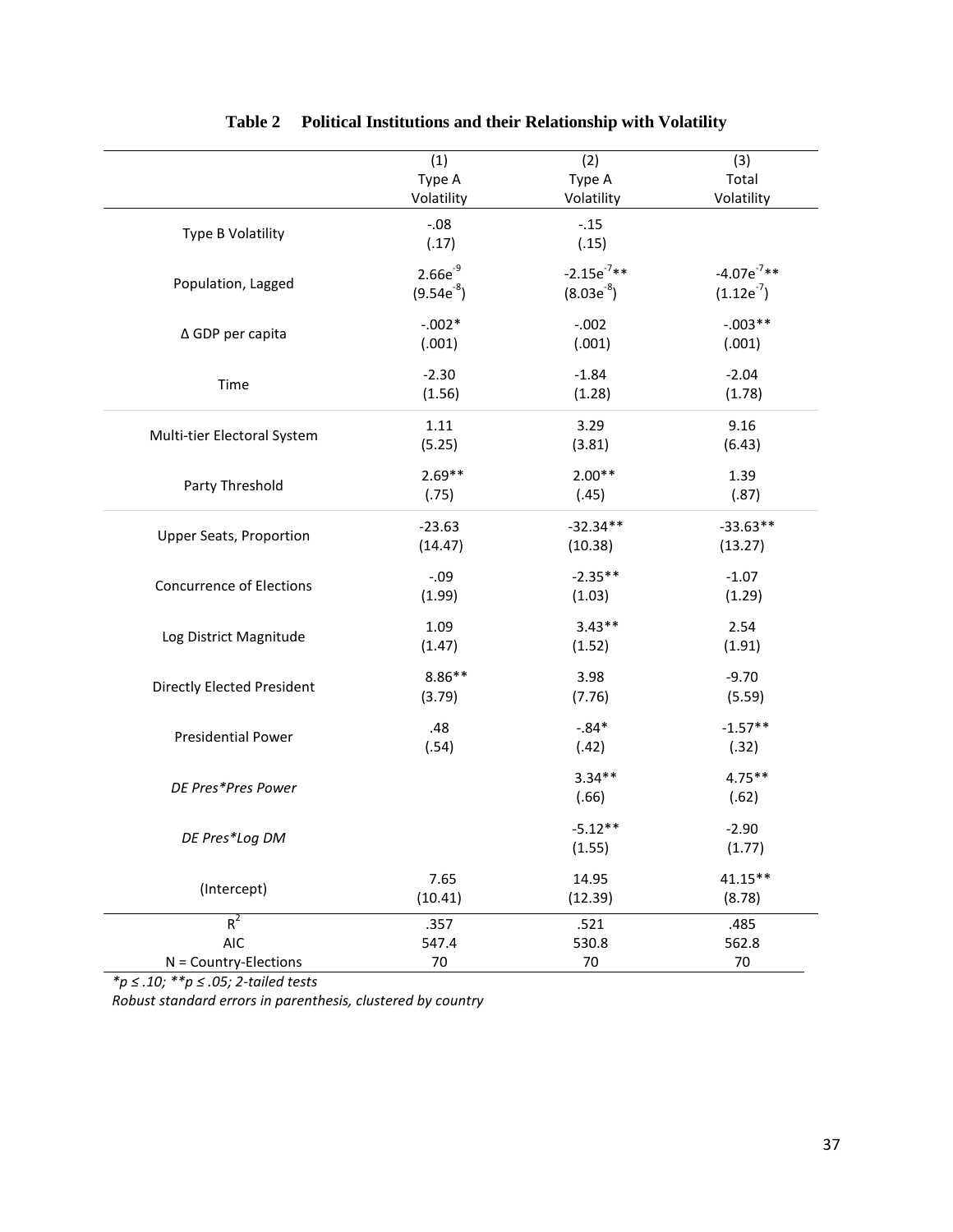**Table 2 Political Institutions and their Relationship with Volatility**

| | (1) Type A Volatility | (2) Type A Volatility | (3) Total Volatility |
|---|---|---|---|
| Type B Volatility | -.08 | -.15 | |
| | (.17) | (.15) | |
| Population, Lagged | $2.66e^{-9}$ | $-2.15e^{-7}$** | $-4.07e^{-7}$** |
| | ($9.54e^{-8}$) | ($8.03e^{-8}$) | ($1.12e^{-7}$) |
| Δ GDP per capita | -.002* | -.002 | -.003** |
| | (.001) | (.001) | (.001) |
| Time | -2.30 | -1.84 | -2.04 |
| | (1.56) | (1.28) | (1.78) |
| Multi-tier Electoral System | 1.11 | 3.29 | 9.16 |
| | (5.25) | (3.81) | (6.43) |
| Party Threshold | 2.69** | 2.00** | 1.39 |
| | (.75) | (.45) | (.87) |
| Upper Seats, Proportion | -23.63 | -32.34** | -33.63** |
| | (14.47) | (10.38) | (13.27) |
| Concurrence of Elections | -.09 | -2.35** | -1.07 |
| | (1.99) | (1.03) | (1.29) |
| Log District Magnitude | 1.09 | 3.43** | 2.54 |
| | (1.47) | (1.52) | (1.91) |
| Directly Elected President | 8.86** | 3.98 | -9.70 |
| | (3.79) | (7.76) | (5.59) |
| Presidential Power | .48 | -.84* | -1.57** |
| | (.54) | (.42) | (.32) |
| *DE Pres\*Pres Power* | | 3.34** | 4.75** |
| | | (.66) | (.62) |
| *DE Pres\*Log DM* | | -5.12** | -2.90 |
| | | (1.55) | (1.77) |
| (Intercept) | 7.65 | 14.95 | 41.15** |
| | (10.41) | (12.39) | (8.78) |
| $R^2$ | .357 | .521 | .485 |
| AIC | 547.4 | 530.8 | 562.8 |
| N = Country-Elections | 70 | 70 | 70 |

*\*p ≤ .10; \*\*p ≤ .05; 2-tailed tests*

*Robust standard errors in parenthesis, clustered by country*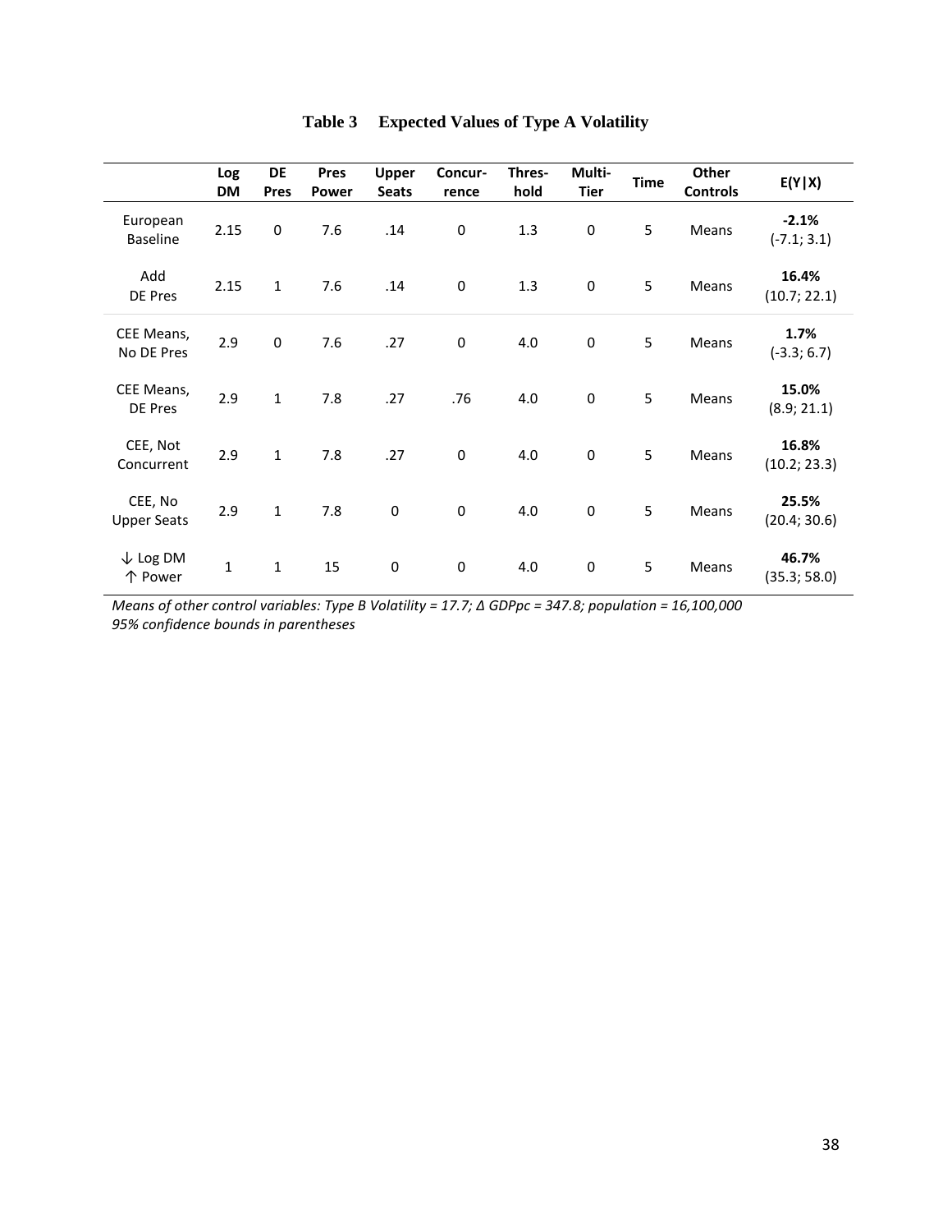**Table 3 Expected Values of Type A Volatility**

| | Log DM | DE Pres | Pres Power | Upper Seats | Concur-rence | Thres-hold | Multi-Tier | Time | Other Controls | E(Y\|X) |
|---|---|---|---|---|---|---|---|---|---|---|
| European Baseline | 2.15 | 0 | 7.6 | .14 | 0 | 1.3 | 0 | 5 | Means | **-2.1%** (-7.1; 3.1) |
| Add DE Pres | 2.15 | 1 | 7.6 | .14 | 0 | 1.3 | 0 | 5 | Means | **16.4%** (10.7; 22.1) |
| CEE Means, No DE Pres | 2.9 | 0 | 7.6 | .27 | 0 | 4.0 | 0 | 5 | Means | **1.7%** (-3.3; 6.7) |
| CEE Means, DE Pres | 2.9 | 1 | 7.8 | .27 | .76 | 4.0 | 0 | 5 | Means | **15.0%** (8.9; 21.1) |
| CEE, Not Concurrent | 2.9 | 1 | 7.8 | .27 | 0 | 4.0 | 0 | 5 | Means | **16.8%** (10.2; 23.3) |
| CEE, No Upper Seats | 2.9 | 1 | 7.8 | 0 | 0 | 4.0 | 0 | 5 | Means | **25.5%** (20.4; 30.6) |
| ↓ Log DM ↑ Power | 1 | 1 | 15 | 0 | 0 | 4.0 | 0 | 5 | Means | **46.7%** (35.3; 58.0) |

*Means of other control variables: Type B Volatility = 17.7; Δ GDPpc = 347.8; population = 16,100,000*
*95% confidence bounds in parentheses*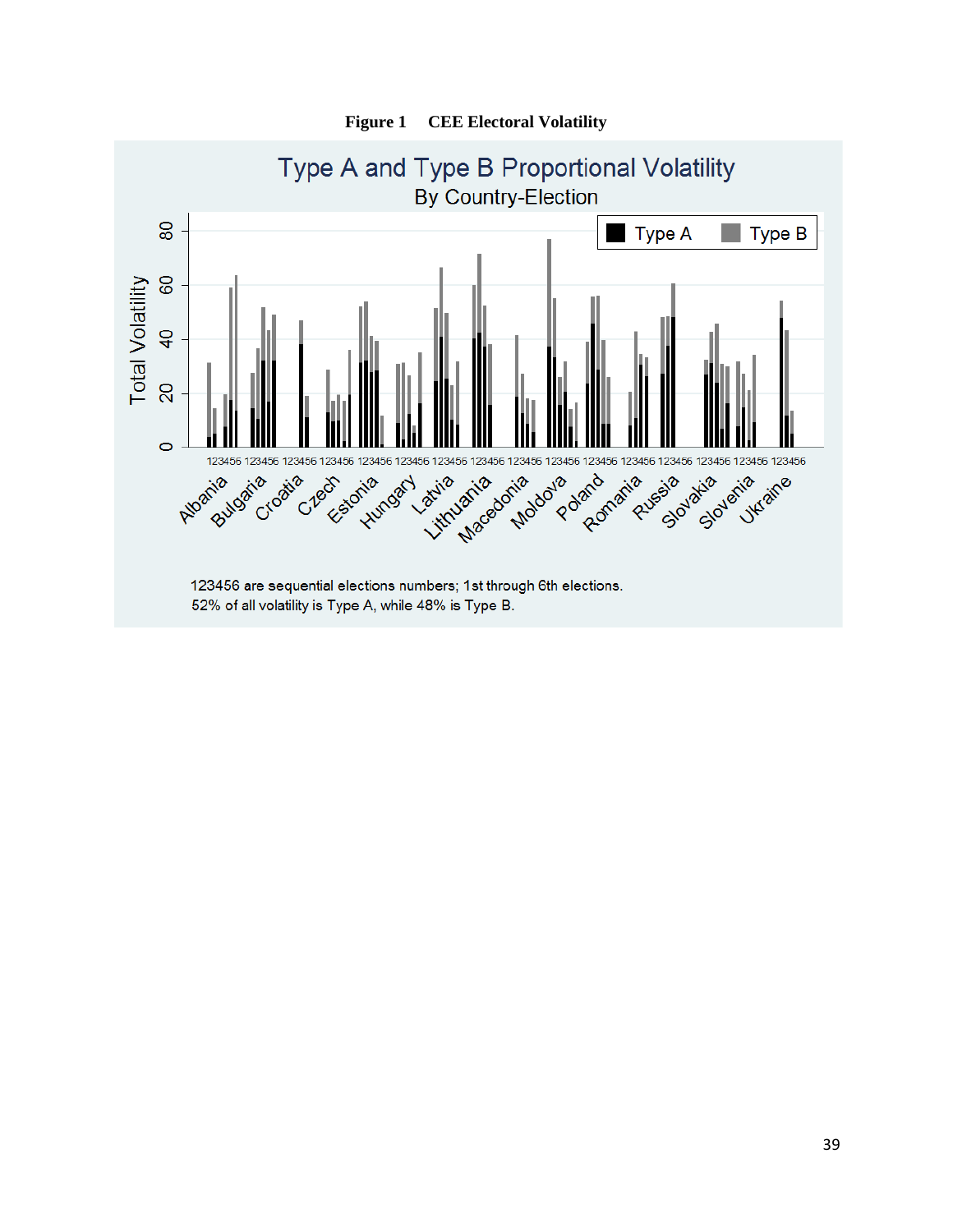**Figure 1 CEE Electoral Volatility**

Type A and Type B Proportional Volatility

By Country-Election

123456 are sequential elections numbers; 1st through 6th elections.
52% of all volatility is Type A, while 48% is Type B.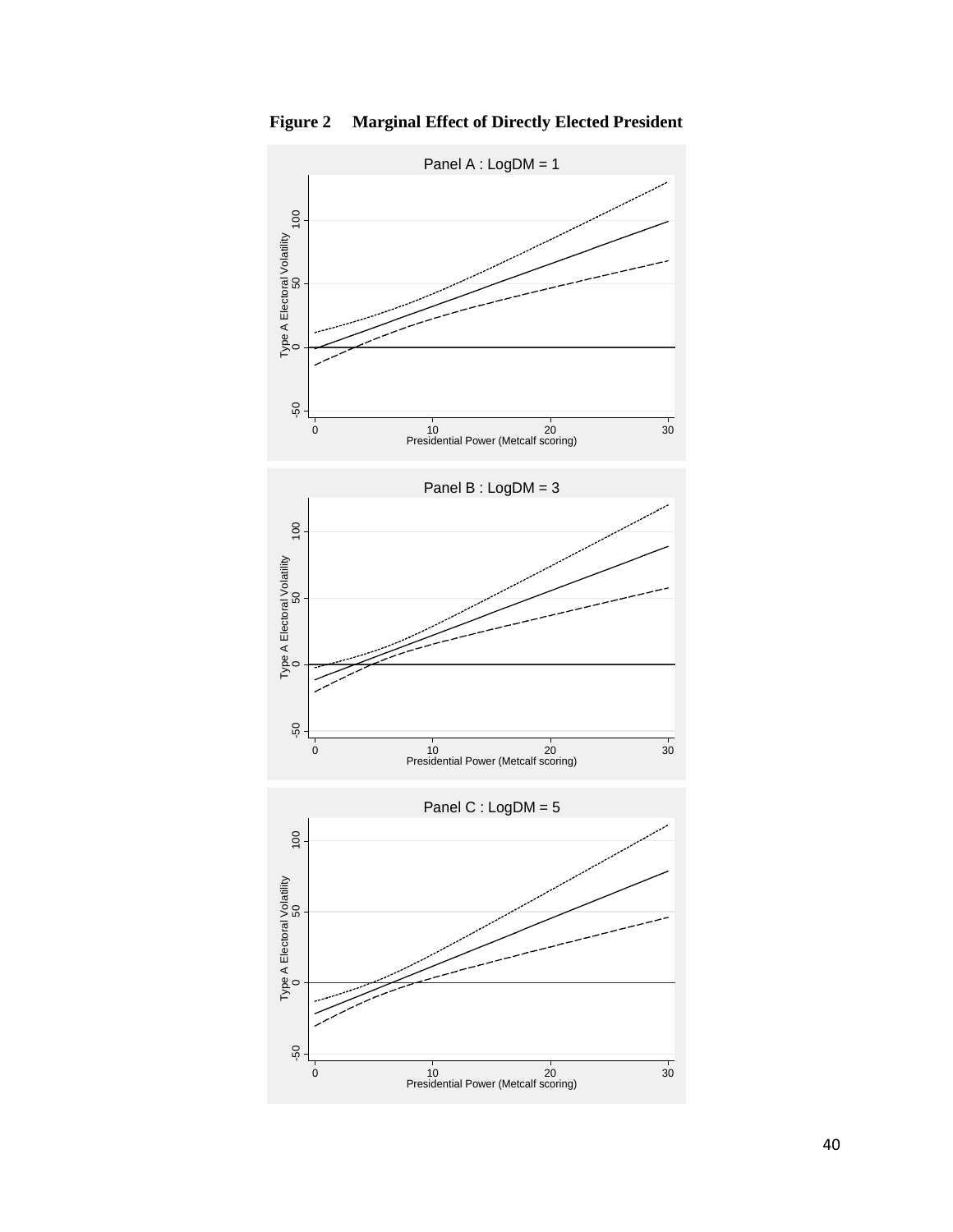**Figure 2 Marginal Effect of Directly Elected President**

Panel A : LogDM = 1

Panel B : LogDM = 3

Panel C : LogDM = 5

Type A Electoral Volatility

Presidential Power (Metcalf scoring)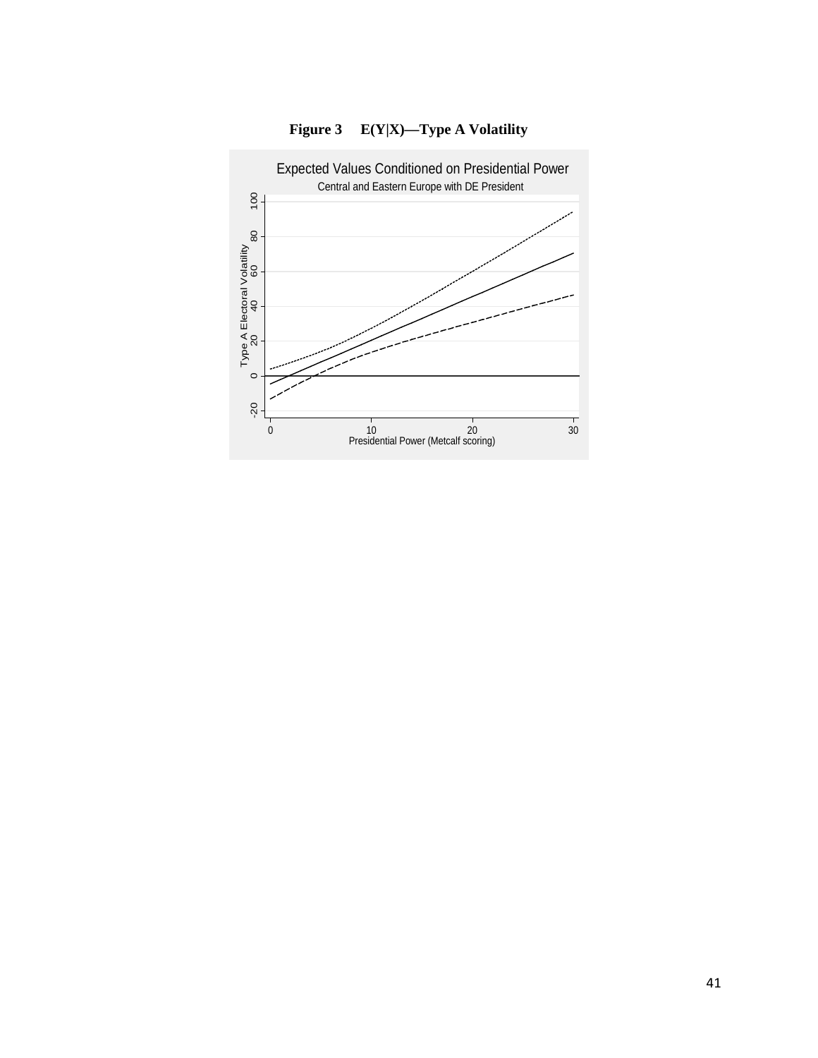**Figure 3 E(Y|X)—Type A Volatility**

Expected Values Conditioned on Presidential Power

Central and Eastern Europe with DE President

Type A Electoral Volatility

-20
0
20
40
60
80
100

0
10
20
30

Presidential Power (Metcalf scoring)